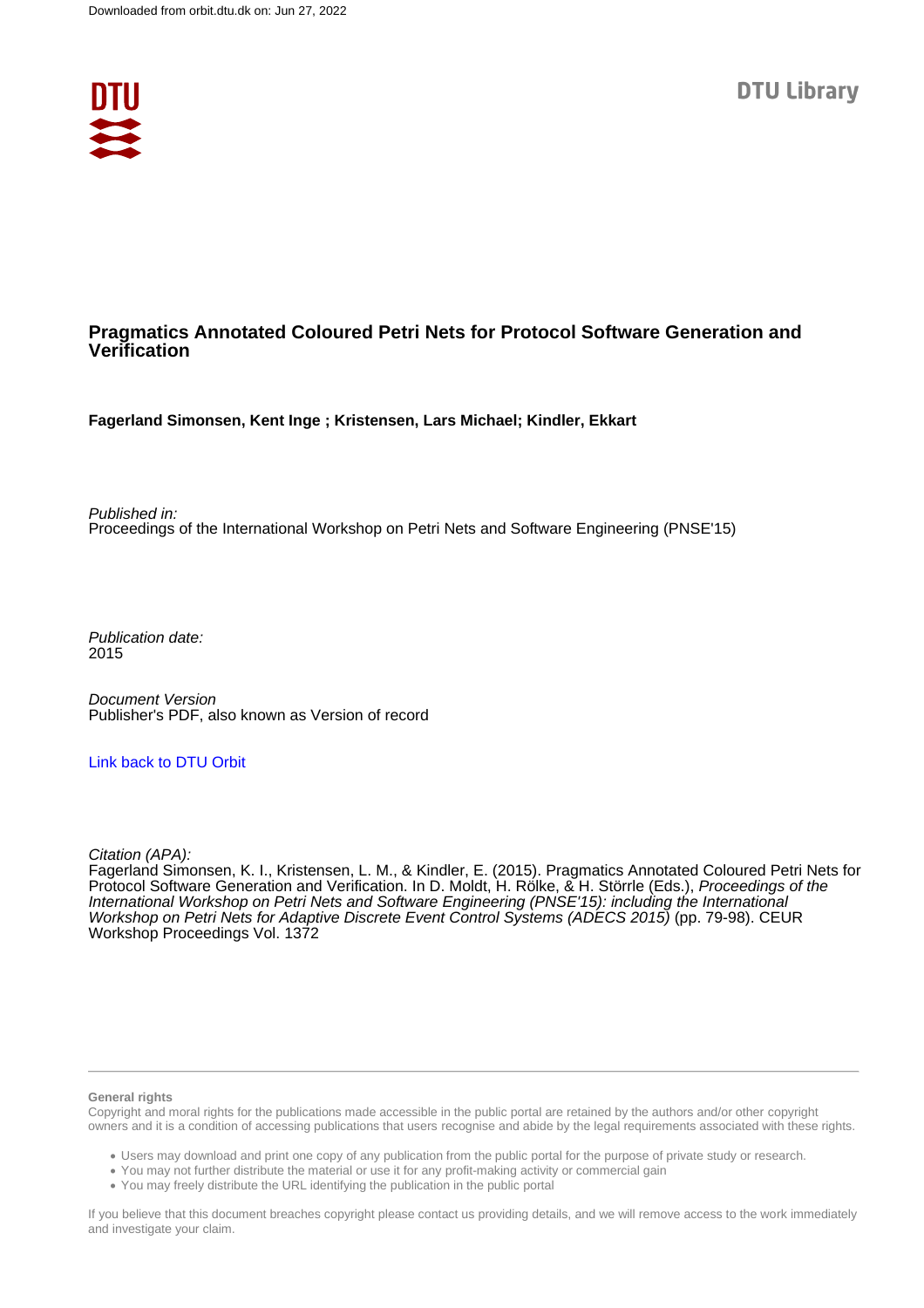Downloaded from orbit.dtu.dk on: Jun 27, 2022

DTU Library

# Pragmatics Annotated Coloured Petri Nets for Protocol Software Generation and Verification

**Fagerland Simonsen, Kent Inge ; Kristensen, Lars Michael; Kindler, Ekkart**

*Published in:*
Proceedings of the International Workshop on Petri Nets and Software Engineering (PNSE'15)

*Publication date:*
2015

*Document Version*
Publisher's PDF, also known as Version of record

[Link back to DTU Orbit](#)

*Citation (APA):*
Fagerland Simonsen, K. I., Kristensen, L. M., & Kindler, E. (2015). Pragmatics Annotated Coloured Petri Nets for Protocol Software Generation and Verification. In D. Moldt, H. Rölke, & H. Störrle (Eds.), *Proceedings of the International Workshop on Petri Nets and Software Engineering (PNSE'15): including the International Workshop on Petri Nets for Adaptive Discrete Event Control Systems (ADECS 2015)* (pp. 79-98). CEUR Workshop Proceedings Vol. 1372

**General rights**

Copyright and moral rights for the publications made accessible in the public portal are retained by the authors and/or other copyright owners and it is a condition of accessing publications that users recognise and abide by the legal requirements associated with these rights.

- Users may download and print one copy of any publication from the public portal for the purpose of private study or research.
- You may not further distribute the material or use it for any profit-making activity or commercial gain
- You may freely distribute the URL identifying the publication in the public portal

If you believe that this document breaches copyright please contact us providing details, and we will remove access to the work immediately and investigate your claim.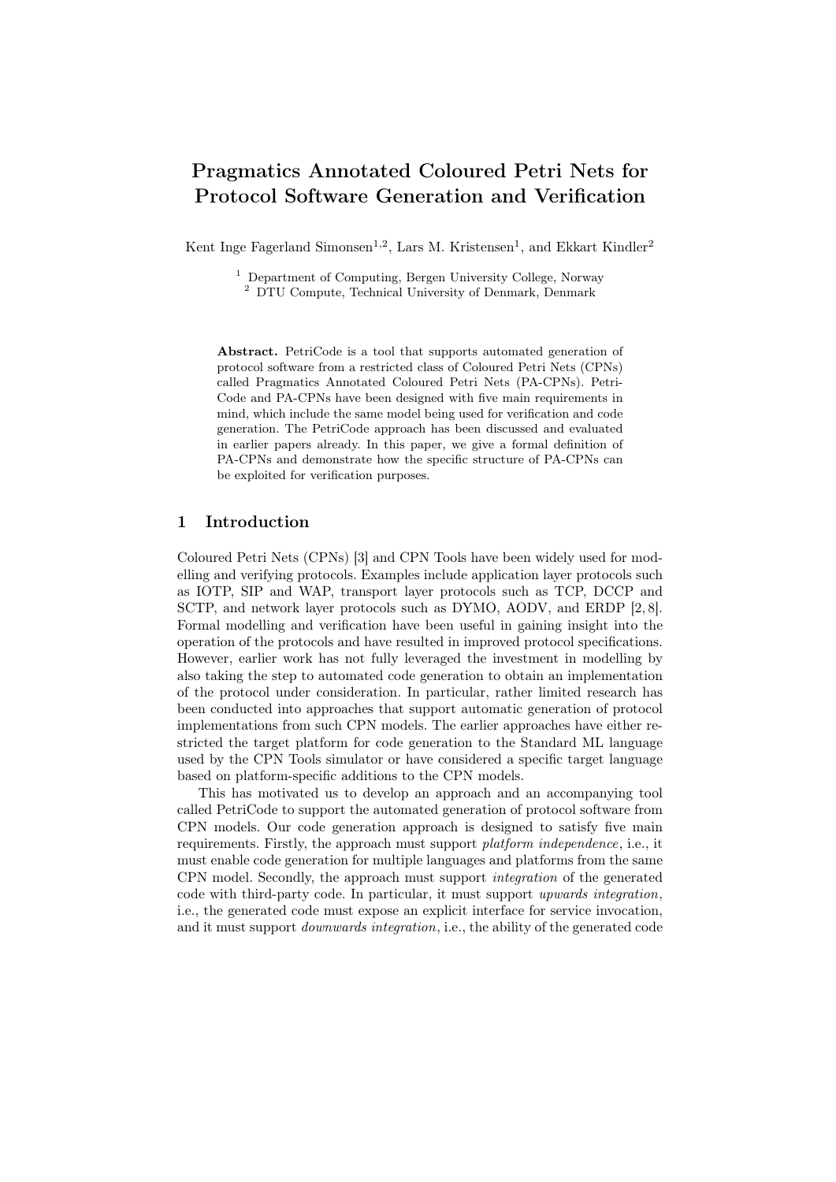# Pragmatics Annotated Coloured Petri Nets for Protocol Software Generation and Verification

Kent Inge Fagerland Simonsen[1,2], Lars M. Kristensen[1], and Ekkart Kindler[2]

[1] Department of Computing, Bergen University College, Norway
[2] DTU Compute, Technical University of Denmark, Denmark

**Abstract.** PetriCode is a tool that supports automated generation of protocol software from a restricted class of Coloured Petri Nets (CPNs) called Pragmatics Annotated Coloured Petri Nets (PA-CPNs). PetriCode and PA-CPNs have been designed with five main requirements in mind, which include the same model being used for verification and code generation. The PetriCode approach has been discussed and evaluated in earlier papers already. In this paper, we give a formal definition of PA-CPNs and demonstrate how the specific structure of PA-CPNs can be exploited for verification purposes.

## 1 Introduction

Coloured Petri Nets (CPNs) [3] and CPN Tools have been widely used for modelling and verifying protocols. Examples include application layer protocols such as IOTP, SIP and WAP, transport layer protocols such as TCP, DCCP and SCTP, and network layer protocols such as DYMO, AODV, and ERDP [2, 8]. Formal modelling and verification have been useful in gaining insight into the operation of the protocols and have resulted in improved protocol specifications. However, earlier work has not fully leveraged the investment in modelling by also taking the step to automated code generation to obtain an implementation of the protocol under consideration. In particular, rather limited research has been conducted into approaches that support automatic generation of protocol implementations from such CPN models. The earlier approaches have either restricted the target platform for code generation to the Standard ML language used by the CPN Tools simulator or have considered a specific target language based on platform-specific additions to the CPN models.

This has motivated us to develop an approach and an accompanying tool called PetriCode to support the automated generation of protocol software from CPN models. Our code generation approach is designed to satisfy five main requirements. Firstly, the approach must support *platform independence*, i.e., it must enable code generation for multiple languages and platforms from the same CPN model. Secondly, the approach must support *integration* of the generated code with third-party code. In particular, it must support *upwards integration*, i.e., the generated code must expose an explicit interface for service invocation, and it must support *downwards integration*, i.e., the ability of the generated code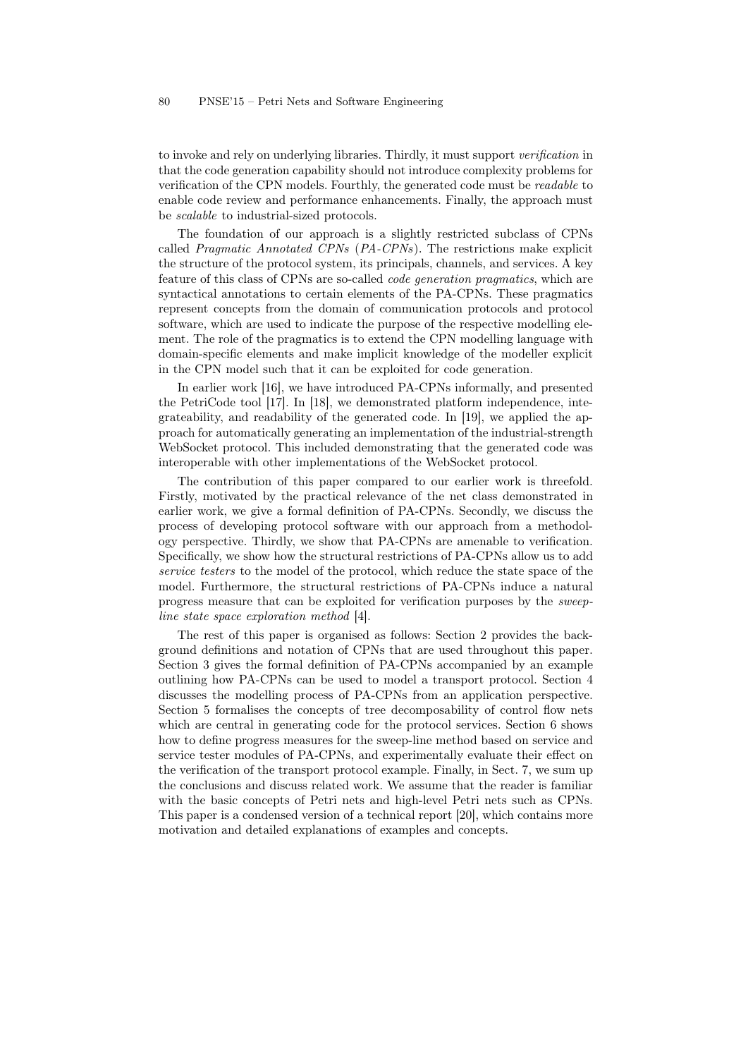to invoke and rely on underlying libraries. Thirdly, it must support *verification* in that the code generation capability should not introduce complexity problems for verification of the CPN models. Fourthly, the generated code must be *readable* to enable code review and performance enhancements. Finally, the approach must be *scalable* to industrial-sized protocols.

The foundation of our approach is a slightly restricted subclass of CPNs called *Pragmatic Annotated CPNs* (*PA-CPNs*). The restrictions make explicit the structure of the protocol system, its principals, channels, and services. A key feature of this class of CPNs are so-called *code generation pragmatics*, which are syntactical annotations to certain elements of the PA-CPNs. These pragmatics represent concepts from the domain of communication protocols and protocol software, which are used to indicate the purpose of the respective modelling element. The role of the pragmatics is to extend the CPN modelling language with domain-specific elements and make implicit knowledge of the modeller explicit in the CPN model such that it can be exploited for code generation.

In earlier work [16], we have introduced PA-CPNs informally, and presented the PetriCode tool [17]. In [18], we demonstrated platform independence, integrateability, and readability of the generated code. In [19], we applied the approach for automatically generating an implementation of the industrial-strength WebSocket protocol. This included demonstrating that the generated code was interoperable with other implementations of the WebSocket protocol.

The contribution of this paper compared to our earlier work is threefold. Firstly, motivated by the practical relevance of the net class demonstrated in earlier work, we give a formal definition of PA-CPNs. Secondly, we discuss the process of developing protocol software with our approach from a methodology perspective. Thirdly, we show that PA-CPNs are amenable to verification. Specifically, we show how the structural restrictions of PA-CPNs allow us to add *service testers* to the model of the protocol, which reduce the state space of the model. Furthermore, the structural restrictions of PA-CPNs induce a natural progress measure that can be exploited for verification purposes by the *sweep-line state space exploration method* [4].

The rest of this paper is organised as follows: Section 2 provides the background definitions and notation of CPNs that are used throughout this paper. Section 3 gives the formal definition of PA-CPNs accompanied by an example outlining how PA-CPNs can be used to model a transport protocol. Section 4 discusses the modelling process of PA-CPNs from an application perspective. Section 5 formalises the concepts of tree decomposability of control flow nets which are central in generating code for the protocol services. Section 6 shows how to define progress measures for the sweep-line method based on service and service tester modules of PA-CPNs, and experimentally evaluate their effect on the verification of the transport protocol example. Finally, in Sect. 7, we sum up the conclusions and discuss related work. We assume that the reader is familiar with the basic concepts of Petri nets and high-level Petri nets such as CPNs. This paper is a condensed version of a technical report [20], which contains more motivation and detailed explanations of examples and concepts.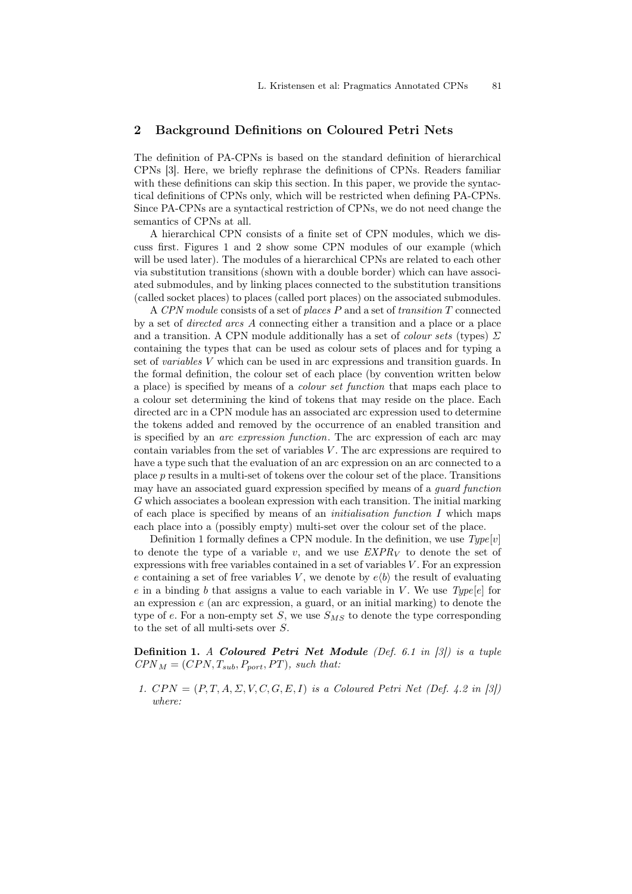## 2 Background Definitions on Coloured Petri Nets

The definition of PA-CPNs is based on the standard definition of hierarchical CPNs [3]. Here, we briefly rephrase the definitions of CPNs. Readers familiar with these definitions can skip this section. In this paper, we provide the syntactical definitions of CPNs only, which will be restricted when defining PA-CPNs. Since PA-CPNs are a syntactical restriction of CPNs, we do not need change the semantics of CPNs at all.

A hierarchical CPN consists of a finite set of CPN modules, which we discuss first. Figures 1 and 2 show some CPN modules of our example (which will be used later). The modules of a hierarchical CPNs are related to each other via substitution transitions (shown with a double border) which can have associated submodules, and by linking places connected to the substitution transitions (called socket places) to places (called port places) on the associated submodules.

A *CPN module* consists of a set of *places* $P$ and a set of *transition* $T$ connected by a set of *directed arcs* $A$ connecting either a transition and a place or a place and a transition. A CPN module additionally has a set of *colour sets* (types) $\Sigma$ containing the types that can be used as colour sets of places and for typing a set of *variables* $V$ which can be used in arc expressions and transition guards. In the formal definition, the colour set of each place (by convention written below a place) is specified by means of a *colour set function* that maps each place to a colour set determining the kind of tokens that may reside on the place. Each directed arc in a CPN module has an associated arc expression used to determine the tokens added and removed by the occurrence of an enabled transition and is specified by an *arc expression function*. The arc expression of each arc may contain variables from the set of variables $V$. The arc expressions are required to have a type such that the evaluation of an arc expression on an arc connected to a place $p$ results in a multi-set of tokens over the colour set of the place. Transitions may have an associated guard expression specified by means of a *guard function* $G$ which associates a boolean expression with each transition. The initial marking of each place is specified by means of an *initialisation function* $I$ which maps each place into a (possibly empty) multi-set over the colour set of the place.

Definition 1 formally defines a CPN module. In the definition, we use $Type[v]$ to denote the type of a variable $v$, and we use $EXPR_V$ to denote the set of expressions with free variables contained in a set of variables $V$. For an expression $e$ containing a set of free variables $V$, we denote by $e\langle b \rangle$ the result of evaluating $e$ in a binding $b$ that assigns a value to each variable in $V$. We use $Type[e]$ for an expression $e$ (an arc expression, a guard, or an initial marking) to denote the type of $e$. For a non-empty set $S$, we use $S_{MS}$ to denote the type corresponding to the set of all multi-sets over $S$.

**Definition 1.** *A* ***Coloured Petri Net Module*** *(Def. 6.1 in [3]) is a tuple* $CPN_M = (CPN, T_{sub}, P_{port}, PT)$*, such that:*

1. $CPN = (P, T, A, \Sigma, V, C, G, E, I)$ *is a Coloured Petri Net (Def. 4.2 in [3]) where:*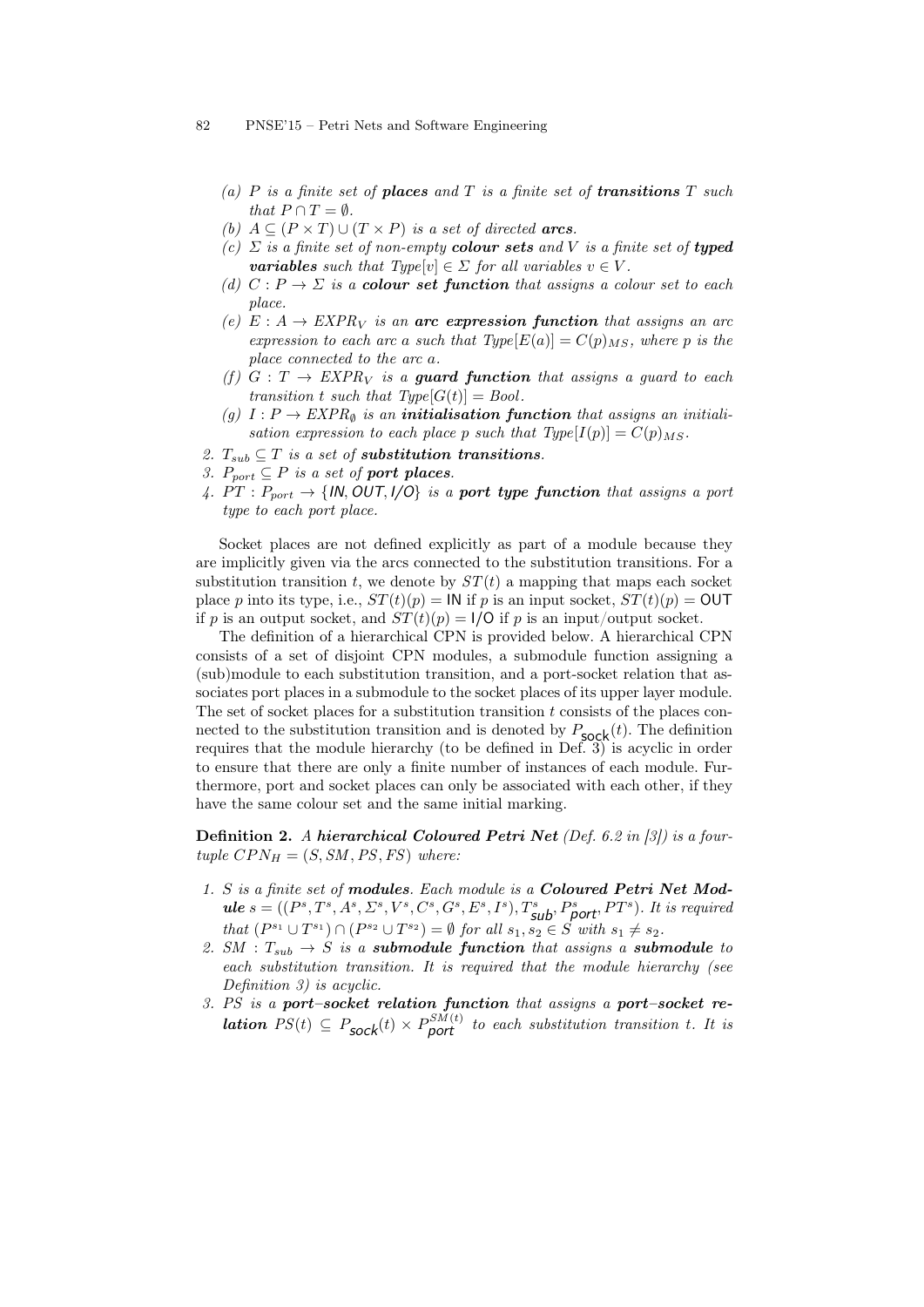(a) $P$ *is a finite set of* ***places*** *and* $T$ *is a finite set of* ***transitions*** $T$ *such that* $P \cap T = \emptyset$.
(b) $A \subseteq (P \times T) \cup (T \times P)$ *is a set of directed* ***arcs***.
(c) $\Sigma$ *is a finite set of non-empty* ***colour sets*** *and* $V$ *is a finite set of* ***typed variables*** *such that* $Type[v] \in \Sigma$ *for all variables* $v \in V$.
(d) $C : P \to \Sigma$ *is a* ***colour set function*** *that assigns a colour set to each place.*
(e) $E : A \to EXPR_V$ *is an* ***arc expression function*** *that assigns an arc expression to each arc a such that* $Type[E(a)] = C(p)_{MS}$, *where p is the place connected to the arc a.*
(f) $G : T \to EXPR_V$ *is a* ***guard function*** *that assigns a guard to each transition t such that* $Type[G(t)] = Bool$.
(g) $I : P \to EXPR_\emptyset$ *is an* ***initialisation function*** *that assigns an initialisation expression to each place p such that* $Type[I(p)] = C(p)_{MS}$.

2. $T_{sub} \subseteq T$ *is a set of* ***substitution transitions***.
3. $P_{port} \subseteq P$ *is a set of* ***port places***.
4. $PT : P_{port} \to \{IN, OUT, I/O\}$ *is a* ***port type function*** *that assigns a port type to each port place.*

Socket places are not defined explicitly as part of a module because they are implicitly given via the arcs connected to the substitution transitions. For a substitution transition $t$, we denote by $ST(t)$ a mapping that maps each socket place $p$ into its type, i.e., $ST(t)(p) = \mathsf{IN}$ if $p$ is an input socket, $ST(t)(p) = \mathsf{OUT}$ if $p$ is an output socket, and $ST(t)(p) = \mathsf{I/O}$ if $p$ is an input/output socket.

The definition of a hierarchical CPN is provided below. A hierarchical CPN consists of a set of disjoint CPN modules, a submodule function assigning a (sub)module to each substitution transition, and a port-socket relation that associates port places in a submodule to the socket places of its upper layer module. The set of socket places for a substitution transition $t$ consists of the places connected to the substitution transition and is denoted by $P_{\mathsf{sock}}(t)$. The definition requires that the module hierarchy (to be defined in Def. 3) is acyclic in order to ensure that there are only a finite number of instances of each module. Furthermore, port and socket places can only be associated with each other, if they have the same colour set and the same initial marking.

**Definition 2.** *A* ***hierarchical Coloured Petri Net*** *(Def. 6.2 in [3]) is a four-tuple* $CPN_H = (S, SM, PS, FS)$ *where:*

1. $S$ *is a finite set of* ***modules***. *Each module is a* ***Coloured Petri Net Module*** $s = ((P^s, T^s, A^s, \Sigma^s, V^s, C^s, G^s, E^s, I^s), T^s_{\mathsf{sub}}, P^s_{\mathsf{port}}, PT^s)$. *It is required that* $(P^{s_1} \cup T^{s_1}) \cap (P^{s_2} \cup T^{s_2}) = \emptyset$ *for all* $s_1, s_2 \in S$ *with* $s_1 \neq s_2$.
2. $SM : T_{sub} \to S$ *is a* ***submodule function*** *that assigns a* ***submodule*** *to each substitution transition. It is required that the module hierarchy (see Definition 3) is acyclic.*
3. $PS$ *is a* ***port–socket relation function*** *that assigns a* ***port–socket relation*** $PS(t) \subseteq P_{\mathsf{sock}}(t) \times P^{SM(t)}_{\mathsf{port}}$ *to each substitution transition t. It is*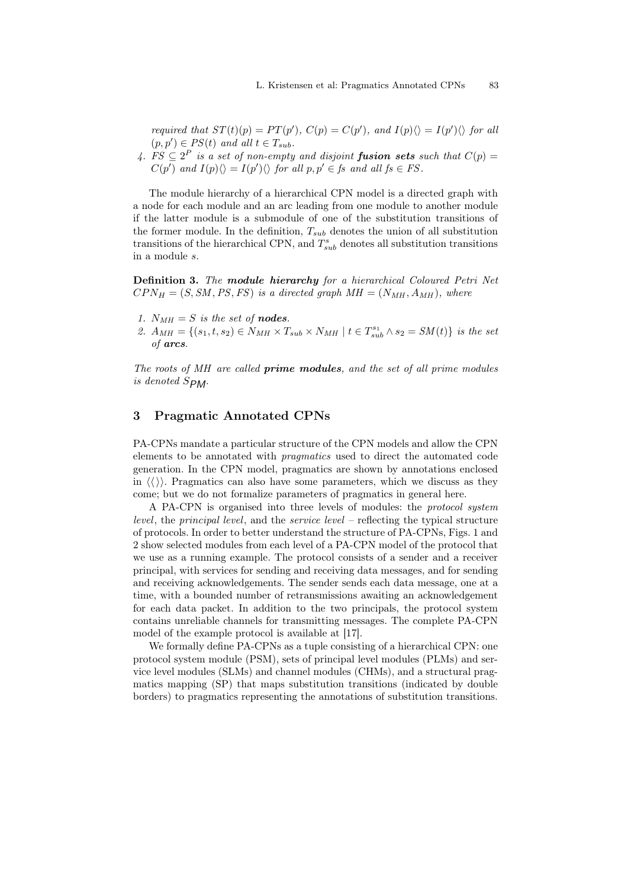*required that $ST(t)(p) = PT(p')$, $C(p) = C(p')$, and $I(p)\langle\rangle = I(p')\langle\rangle$ for all $(p, p') \in PS(t)$ and all $t \in T_{sub}$.*

4. *$FS \subseteq 2^P$ is a set of non-empty and disjoint **fusion sets** such that $C(p) = C(p')$ and $I(p)\langle\rangle = I(p')\langle\rangle$ for all $p, p' \in fs$ and all $fs \in FS$.*

The module hierarchy of a hierarchical CPN model is a directed graph with a node for each module and an arc leading from one module to another module if the latter module is a submodule of one of the substitution transitions of the former module. In the definition, $T_{sub}$ denotes the union of all substitution transitions of the hierarchical CPN, and $T^s_{sub}$ denotes all substitution transitions in a module $s$.

**Definition 3.** *The **module hierarchy** for a hierarchical Coloured Petri Net $CPN_H = (S, SM, PS, FS)$ is a directed graph $MH = (N_{MH}, A_{MH})$, where*

1. *$N_{MH} = S$ is the set of **nodes**.*
2. *$A_{MH} = \{(s_1, t, s_2) \in N_{MH} \times T_{sub} \times N_{MH} \mid t \in T^{s_1}_{sub} \wedge s_2 = SM(t)\}$ is the set of **arcs**.*

*The roots of $MH$ are called **prime modules**, and the set of all prime modules is denoted $S_{PM}$.*

## 3 Pragmatic Annotated CPNs

PA-CPNs mandate a particular structure of the CPN models and allow the CPN elements to be annotated with *pragmatics* used to direct the automated code generation. In the CPN model, pragmatics are shown by annotations enclosed in $\langle\langle\rangle\rangle$. Pragmatics can also have some parameters, which we discuss as they come; but we do not formalize parameters of pragmatics in general here.

A PA-CPN is organised into three levels of modules: the *protocol system level*, the *principal level*, and the *service level* – reflecting the typical structure of protocols. In order to better understand the structure of PA-CPNs, Figs. 1 and 2 show selected modules from each level of a PA-CPN model of the protocol that we use as a running example. The protocol consists of a sender and a receiver principal, with services for sending and receiving data messages, and for sending and receiving acknowledgements. The sender sends each data message, one at a time, with a bounded number of retransmissions awaiting an acknowledgement for each data packet. In addition to the two principals, the protocol system contains unreliable channels for transmitting messages. The complete PA-CPN model of the example protocol is available at [17].

We formally define PA-CPNs as a tuple consisting of a hierarchical CPN: one protocol system module (PSM), sets of principal level modules (PLMs) and service level modules (SLMs) and channel modules (CHMs), and a structural pragmatics mapping (SP) that maps substitution transitions (indicated by double borders) to pragmatics representing the annotations of substitution transitions.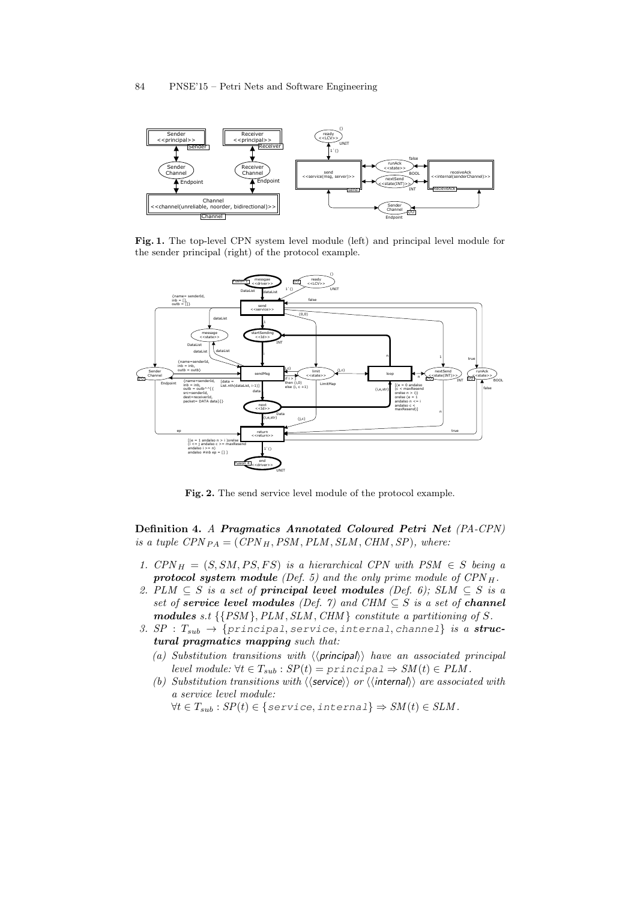**Fig. 1.** The top-level CPN system level module (left) and principal level module for the sender principal (right) of the protocol example.

**Fig. 2.** The send service level module of the protocol example.

**Definition 4.** *A* ***Pragmatics Annotated Coloured Petri Net*** *(PA-CPN) is a tuple* $CPN_{PA} = (CPN_H, PSM, PLM, SLM, CHM, SP)$*, where:*

1. $CPN_H = (S, SM, PS, FS)$ *is a hierarchical CPN with* $PSM \in S$ *being a* ***protocol system module*** *(Def. 5) and the only prime module of* $CPN_H$*.*
2. $PLM \subseteq S$ *is a set of* ***principal level modules*** *(Def. 6);* $SLM \subseteq S$ *is a set of* ***service level modules*** *(Def. 7) and* $CHM \subseteq S$ *is a set of* ***channel modules*** *s.t* $\{\{PSM\}, PLM, SLM, CHM\}$ *constitute a partitioning of* $S$*.*
3. $SP : T_{sub} \rightarrow \{\texttt{principal}, \texttt{service}, \texttt{internal}, \texttt{channel}\}$ *is a* ***structural pragmatics mapping*** *such that:*
   (a) *Substitution transitions with* $\langle\langle$principal$\rangle\rangle$ *have an associated principal level module:* $\forall t \in T_{sub} : SP(t) = \texttt{principal} \Rightarrow SM(t) \in PLM$*.*
   (b) *Substitution transitions with* $\langle\langle$service$\rangle\rangle$ *or* $\langle\langle$internal$\rangle\rangle$ *are associated with a service level module:*
   $\forall t \in T_{sub} : SP(t) \in \{\texttt{service}, \texttt{internal}\} \Rightarrow SM(t) \in SLM$*.*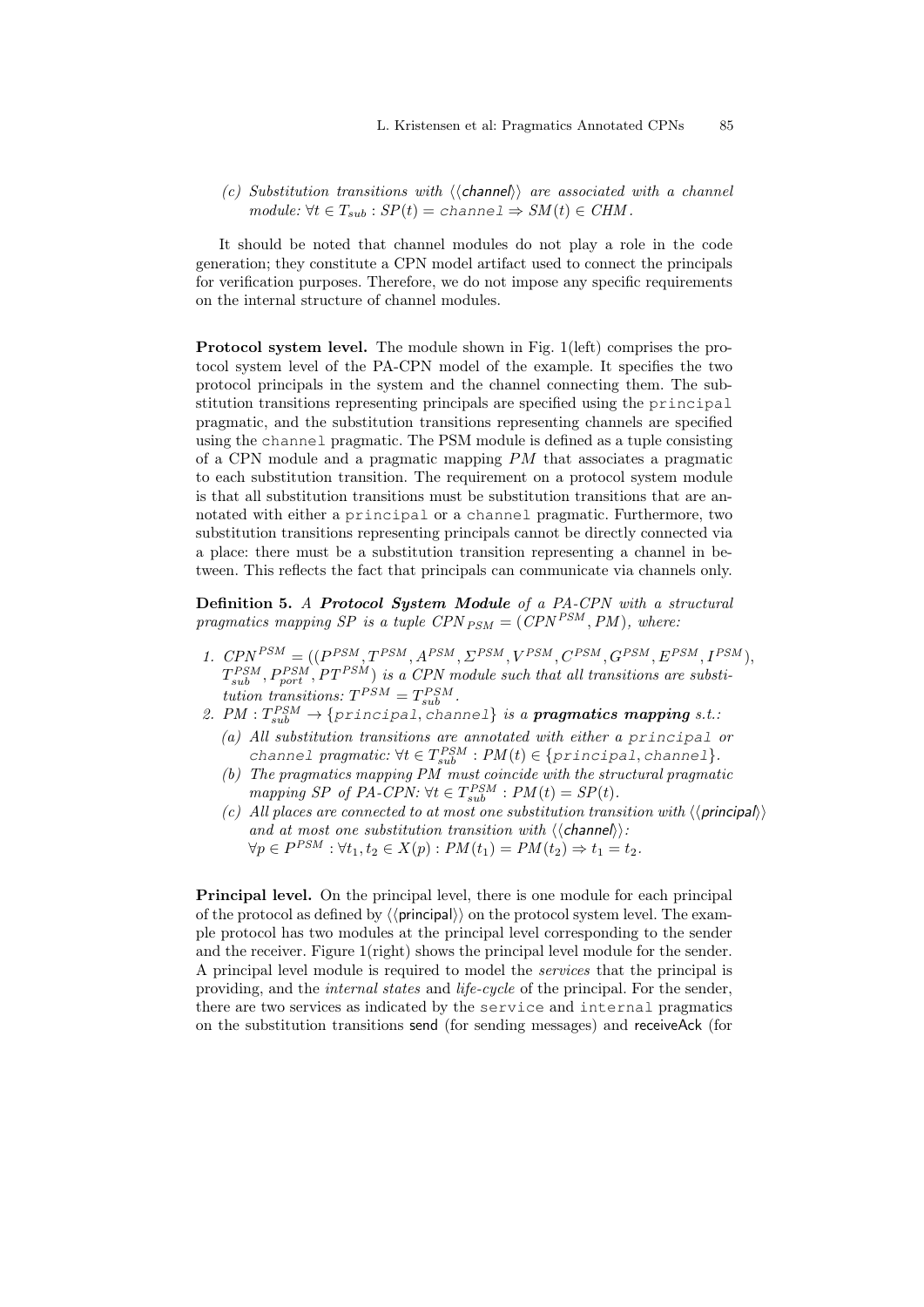(c) *Substitution transitions with* $\langle\langle$**channel**$\rangle\rangle$ *are associated with a channel module:* $\forall t \in T_{sub} : SP(t) = \texttt{channel} \Rightarrow SM(t) \in CHM$.

It should be noted that channel modules do not play a role in the code generation; they constitute a CPN model artifact used to connect the principals for verification purposes. Therefore, we do not impose any specific requirements on the internal structure of channel modules.

**Protocol system level.** The module shown in Fig. 1(left) comprises the protocol system level of the PA-CPN model of the example. It specifies the two protocol principals in the system and the channel connecting them. The substitution transitions representing principals are specified using the `principal` pragmatic, and the substitution transitions representing channels are specified using the `channel` pragmatic. The PSM module is defined as a tuple consisting of a CPN module and a pragmatic mapping $PM$ that associates a pragmatic to each substitution transition. The requirement on a protocol system module is that all substitution transitions must be substitution transitions that are annotated with either a `principal` or a `channel` pragmatic. Furthermore, two substitution transitions representing principals cannot be directly connected via a place: there must be a substitution transition representing a channel in between. This reflects the fact that principals can communicate via channels only.

**Definition 5.** *A* ***Protocol System Module*** *of a PA-CPN with a structural pragmatics mapping SP is a tuple* $CPN_{PSM} = (CPN^{PSM}, PM)$*, where:*

1. $CPN^{PSM} = ((P^{PSM}, T^{PSM}, A^{PSM}, \Sigma^{PSM}, V^{PSM}, C^{PSM}, G^{PSM}, E^{PSM}, I^{PSM}), T_{sub}^{PSM}, P_{port}^{PSM}, PT^{PSM})$ *is a CPN module such that all transitions are substitution transitions:* $T^{PSM} = T_{sub}^{PSM}$.
2. $PM : T_{sub}^{PSM} \rightarrow \{\texttt{principal}, \texttt{channel}\}$ *is a* ***pragmatics mapping*** *s.t.:*
   (a) *All substitution transitions are annotated with either a* `principal` *or* `channel` *pragmatic:* $\forall t \in T_{sub}^{PSM} : PM(t) \in \{\texttt{principal}, \texttt{channel}\}$.
   (b) *The pragmatics mapping PM must coincide with the structural pragmatic mapping SP of PA-CPN:* $\forall t \in T_{sub}^{PSM} : PM(t) = SP(t)$.
   (c) *All places are connected to at most one substitution transition with* $\langle\langle$**principal**$\rangle\rangle$ *and at most one substitution transition with* $\langle\langle$**channel**$\rangle\rangle$*:*
   $\forall p \in P^{PSM} : \forall t_1, t_2 \in X(p) : PM(t_1) = PM(t_2) \Rightarrow t_1 = t_2$.

**Principal level.** On the principal level, there is one module for each principal of the protocol as defined by $\langle\langle$principal$\rangle\rangle$ on the protocol system level. The example protocol has two modules at the principal level corresponding to the sender and the receiver. Figure 1(right) shows the principal level module for the sender. A principal level module is required to model the *services* that the principal is providing, and the *internal states* and *life-cycle* of the principal. For the sender, there are two services as indicated by the `service` and `internal` pragmatics on the substitution transitions send (for sending messages) and receiveAck (for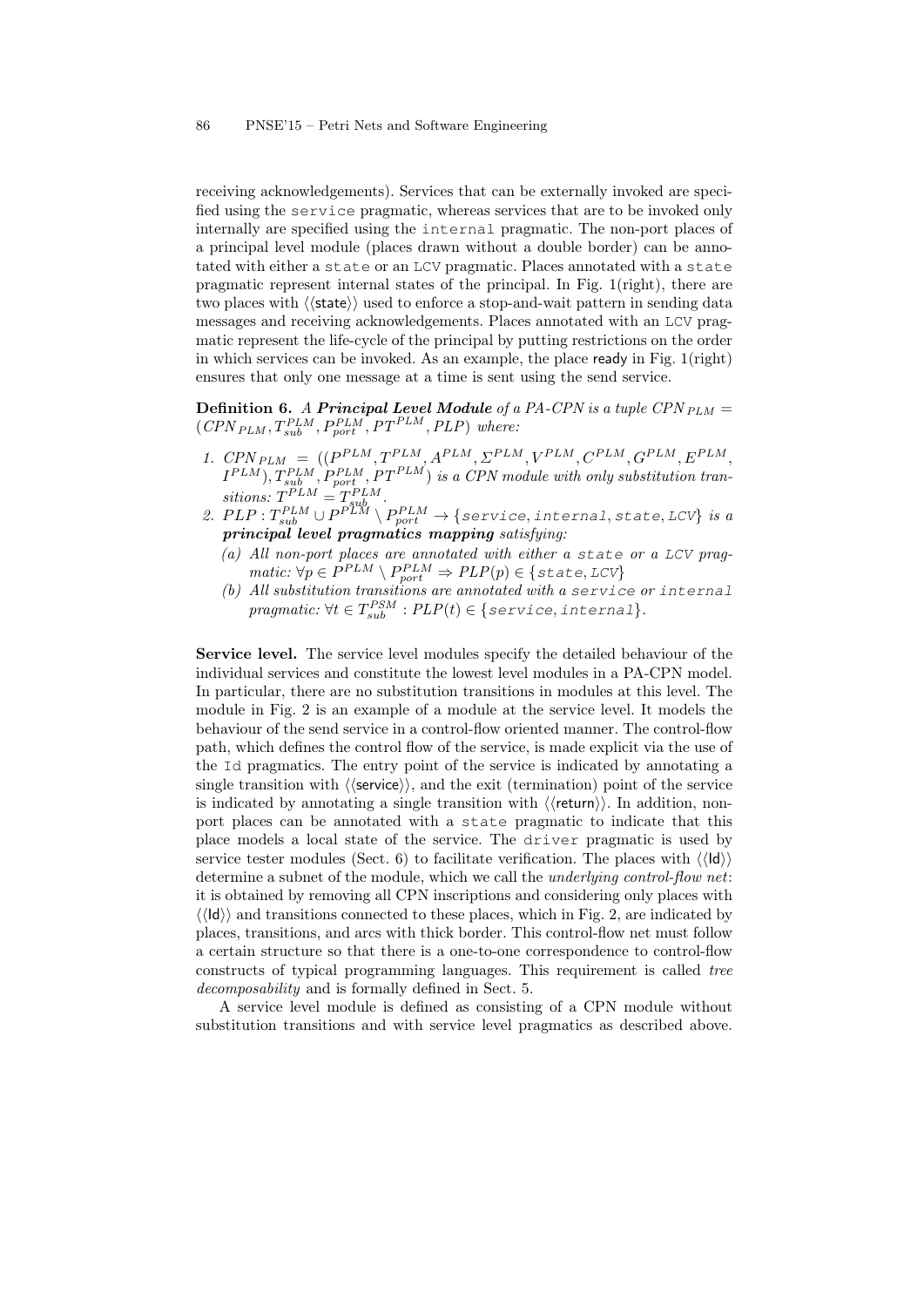receiving acknowledgements). Services that can be externally invoked are specified using the service pragmatic, whereas services that are to be invoked only internally are specified using the internal pragmatic. The non-port places of a principal level module (places drawn without a double border) can be annotated with either a state or an LCV pragmatic. Places annotated with a state pragmatic represent internal states of the principal. In Fig. 1(right), there are two places with ⟨⟨state⟩⟩ used to enforce a stop-and-wait pattern in sending data messages and receiving acknowledgements. Places annotated with an LCV pragmatic represent the life-cycle of the principal by putting restrictions on the order in which services can be invoked. As an example, the place ready in Fig. 1(right) ensures that only one message at a time is sent using the send service.

**Definition 6.** *A* ***Principal Level Module*** *of a PA-CPN is a tuple* $CPN_{PLM} = (CPN_{PLM}, T_{sub}^{PLM}, P_{port}^{PLM}, PT^{PLM}, PLP)$ *where:*

1. $CPN_{PLM} = ((P^{PLM}, T^{PLM}, A^{PLM}, \Sigma^{PLM}, V^{PLM}, C^{PLM}, G^{PLM}, E^{PLM}, I^{PLM}), T_{sub}^{PLM}, P_{port}^{PLM}, PT^{PLM})$ *is a CPN module with only substitution transitions:* $T^{PLM} = T_{sub}^{PLM}$.
2. $PLP : T_{sub}^{PLM} \cup P^{PLM} \setminus P_{port}^{PLM} \rightarrow \{\texttt{service}, \texttt{internal}, \texttt{state}, \texttt{LCV}\}$ *is a* ***principal level pragmatics mapping*** *satisfying:*
   - (a) *All non-port places are annotated with either a* state *or a* LCV *pragmatic:* $\forall p \in P^{PLM} \setminus P_{port}^{PLM} \Rightarrow PLP(p) \in \{\texttt{state}, \texttt{LCV}\}$
   - (b) *All substitution transitions are annotated with a* service *or* internal *pragmatic:* $\forall t \in T_{sub}^{PSM} : PLP(t) \in \{\texttt{service}, \texttt{internal}\}$.

**Service level.** The service level modules specify the detailed behaviour of the individual services and constitute the lowest level modules in a PA-CPN model. In particular, there are no substitution transitions in modules at this level. The module in Fig. 2 is an example of a module at the service level. It models the behaviour of the send service in a control-flow oriented manner. The control-flow path, which defines the control flow of the service, is made explicit via the use of the Id pragmatics. The entry point of the service is indicated by annotating a single transition with ⟨⟨service⟩⟩, and the exit (termination) point of the service is indicated by annotating a single transition with ⟨⟨return⟩⟩. In addition, non-port places can be annotated with a state pragmatic to indicate that this place models a local state of the service. The driver pragmatic is used by service tester modules (Sect. 6) to facilitate verification. The places with ⟨⟨Id⟩⟩ determine a subnet of the module, which we call the *underlying control-flow net*: it is obtained by removing all CPN inscriptions and considering only places with ⟨⟨Id⟩⟩ and transitions connected to these places, which in Fig. 2, are indicated by places, transitions, and arcs with thick border. This control-flow net must follow a certain structure so that there is a one-to-one correspondence to control-flow constructs of typical programming languages. This requirement is called *tree decomposability* and is formally defined in Sect. 5.

A service level module is defined as consisting of a CPN module without substitution transitions and with service level pragmatics as described above.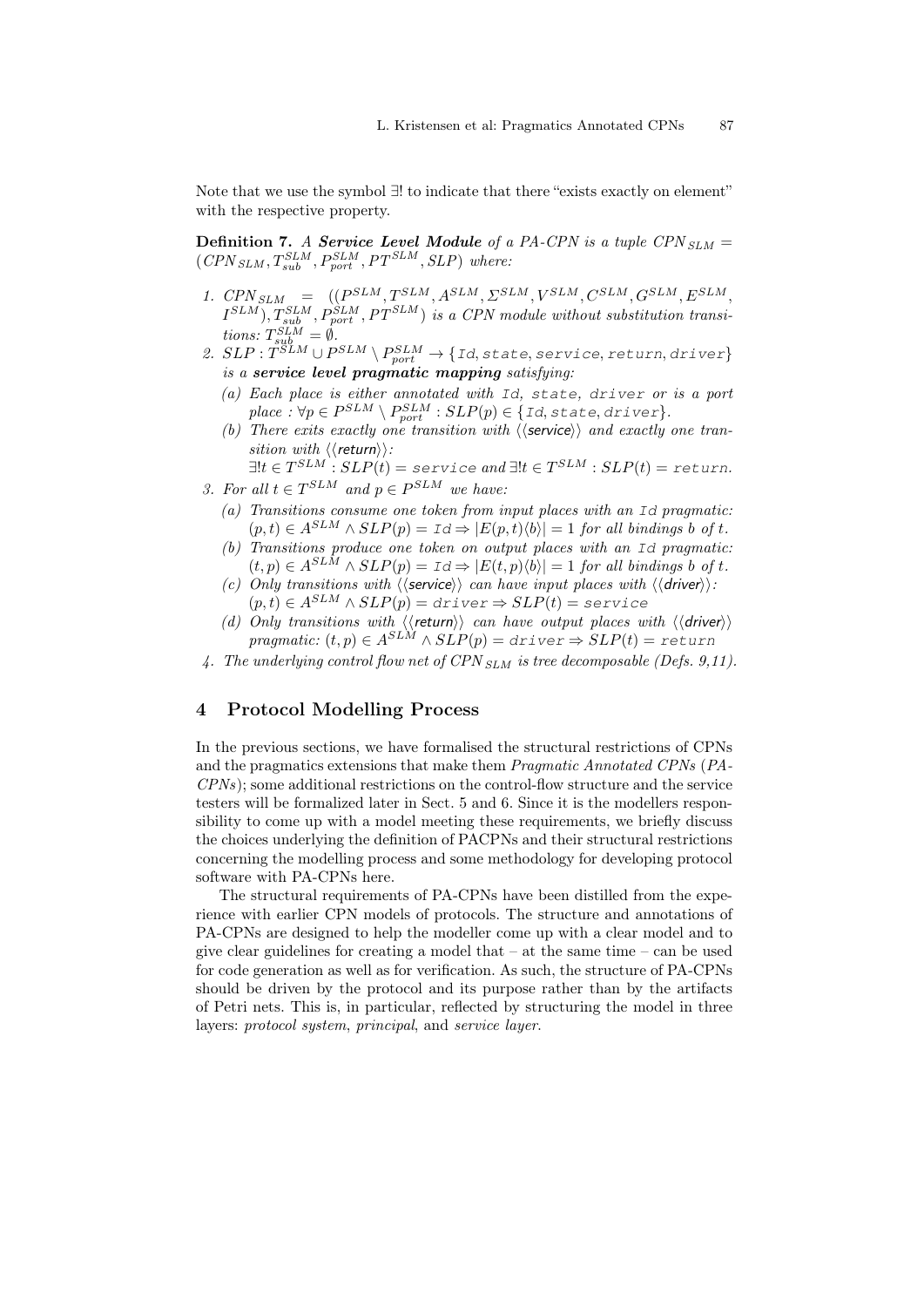Note that we use the symbol ∃! to indicate that there "exists exactly on element" with the respective property.

**Definition 7.** *A* ***Service Level Module*** *of a PA-CPN is a tuple* $CPN_{SLM} = (CPN_{SLM}, T_{sub}^{SLM}, P_{port}^{SLM}, PT^{SLM}, SLP)$ *where:*

1. $CPN_{SLM} = ((P^{SLM}, T^{SLM}, A^{SLM}, \Sigma^{SLM}, V^{SLM}, C^{SLM}, G^{SLM}, E^{SLM}, I^{SLM}), T_{sub}^{SLM}, P_{port}^{SLM}, PT^{SLM})$ *is a CPN module without substitution transitions:* $T_{sub}^{SLM} = \emptyset$.
2. $SLP : T^{SLM} \cup P^{SLM} \setminus P_{port}^{SLM} \rightarrow \{\texttt{Id}, \texttt{state}, \texttt{service}, \texttt{return}, \texttt{driver}\}$ *is a* ***service level pragmatic mapping*** *satisfying:*
   - *(a) Each place is either annotated with* `Id, state, driver` *or is a port place :* $\forall p \in P^{SLM} \setminus P_{port}^{SLM} : SLP(p) \in \{\texttt{Id}, \texttt{state}, \texttt{driver}\}$.
   - *(b) There exits exactly one transition with* ⟨⟨service⟩⟩ *and exactly one transition with* ⟨⟨return⟩⟩*:*
     $\exists! t \in T^{SLM} : SLP(t) = \texttt{service}$ *and* $\exists! t \in T^{SLM} : SLP(t) = \texttt{return}$.
3. *For all* $t \in T^{SLM}$ *and* $p \in P^{SLM}$ *we have:*
   - *(a) Transitions consume one token from input places with an* `Id` *pragmatic:* $(p, t) \in A^{SLM} \wedge SLP(p) = \texttt{Id} \Rightarrow |E(p, t)\langle b\rangle| = 1$ *for all bindings* $b$ *of* $t$.
   - *(b) Transitions produce one token on output places with an* `Id` *pragmatic:* $(t, p) \in A^{SLM} \wedge SLP(p) = \texttt{Id} \Rightarrow |E(t, p)\langle b\rangle| = 1$ *for all bindings* $b$ *of* $t$.
   - *(c) Only transitions with* ⟨⟨service⟩⟩ *can have input places with* ⟨⟨driver⟩⟩*:* $(p, t) \in A^{SLM} \wedge SLP(p) = \texttt{driver} \Rightarrow SLP(t) = \texttt{service}$
   - *(d) Only transitions with* ⟨⟨return⟩⟩ *can have output places with* ⟨⟨driver⟩⟩ *pragmatic:* $(t, p) \in A^{SLM} \wedge SLP(p) = \texttt{driver} \Rightarrow SLP(t) = \texttt{return}$
4. *The underlying control flow net of* $CPN_{SLM}$ *is tree decomposable (Defs. 9,11).*

## 4 Protocol Modelling Process

In the previous sections, we have formalised the structural restrictions of CPNs and the pragmatics extensions that make them *Pragmatic Annotated CPNs* (*PA-CPNs*); some additional restrictions on the control-flow structure and the service testers will be formalized later in Sect. 5 and 6. Since it is the modellers responsibility to come up with a model meeting these requirements, we briefly discuss the choices underlying the definition of PACPNs and their structural restrictions concerning the modelling process and some methodology for developing protocol software with PA-CPNs here.

The structural requirements of PA-CPNs have been distilled from the experience with earlier CPN models of protocols. The structure and annotations of PA-CPNs are designed to help the modeller come up with a clear model and to give clear guidelines for creating a model that – at the same time – can be used for code generation as well as for verification. As such, the structure of PA-CPNs should be driven by the protocol and its purpose rather than by the artifacts of Petri nets. This is, in particular, reflected by structuring the model in three layers: *protocol system*, *principal*, and *service layer*.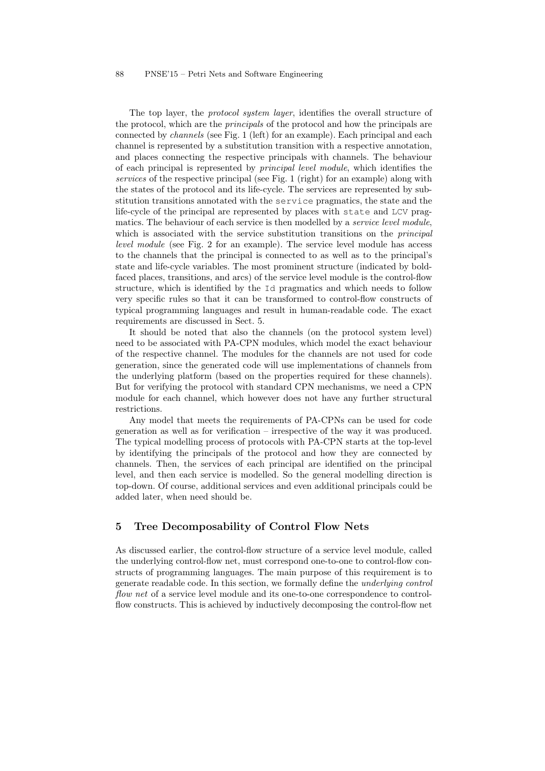The top layer, the *protocol system layer*, identifies the overall structure of the protocol, which are the *principals* of the protocol and how the principals are connected by *channels* (see Fig. 1 (left) for an example). Each principal and each channel is represented by a substitution transition with a respective annotation, and places connecting the respective principals with channels. The behaviour of each principal is represented by *principal level module*, which identifies the *services* of the respective principal (see Fig. 1 (right) for an example) along with the states of the protocol and its life-cycle. The services are represented by substitution transitions annotated with the `service` pragmatics, the state and the life-cycle of the principal are represented by places with `state` and `LCV` pragmatics. The behaviour of each service is then modelled by a *service level module*, which is associated with the service substitution transitions on the *principal level module* (see Fig. 2 for an example). The service level module has access to the channels that the principal is connected to as well as to the principal's state and life-cycle variables. The most prominent structure (indicated by bold-faced places, transitions, and arcs) of the service level module is the control-flow structure, which is identified by the `Id` pragmatics and which needs to follow very specific rules so that it can be transformed to control-flow constructs of typical programming languages and result in human-readable code. The exact requirements are discussed in Sect. 5.

It should be noted that also the channels (on the protocol system level) need to be associated with PA-CPN modules, which model the exact behaviour of the respective channel. The modules for the channels are not used for code generation, since the generated code will use implementations of channels from the underlying platform (based on the properties required for these channels). But for verifying the protocol with standard CPN mechanisms, we need a CPN module for each channel, which however does not have any further structural restrictions.

Any model that meets the requirements of PA-CPNs can be used for code generation as well as for verification – irrespective of the way it was produced. The typical modelling process of protocols with PA-CPN starts at the top-level by identifying the principals of the protocol and how they are connected by channels. Then, the services of each principal are identified on the principal level, and then each service is modelled. So the general modelling direction is top-down. Of course, additional services and even additional principals could be added later, when need should be.

## 5 Tree Decomposability of Control Flow Nets

As discussed earlier, the control-flow structure of a service level module, called the underlying control-flow net, must correspond one-to-one to control-flow constructs of programming languages. The main purpose of this requirement is to generate readable code. In this section, we formally define the *underlying control flow net* of a service level module and its one-to-one correspondence to control-flow constructs. This is achieved by inductively decomposing the control-flow net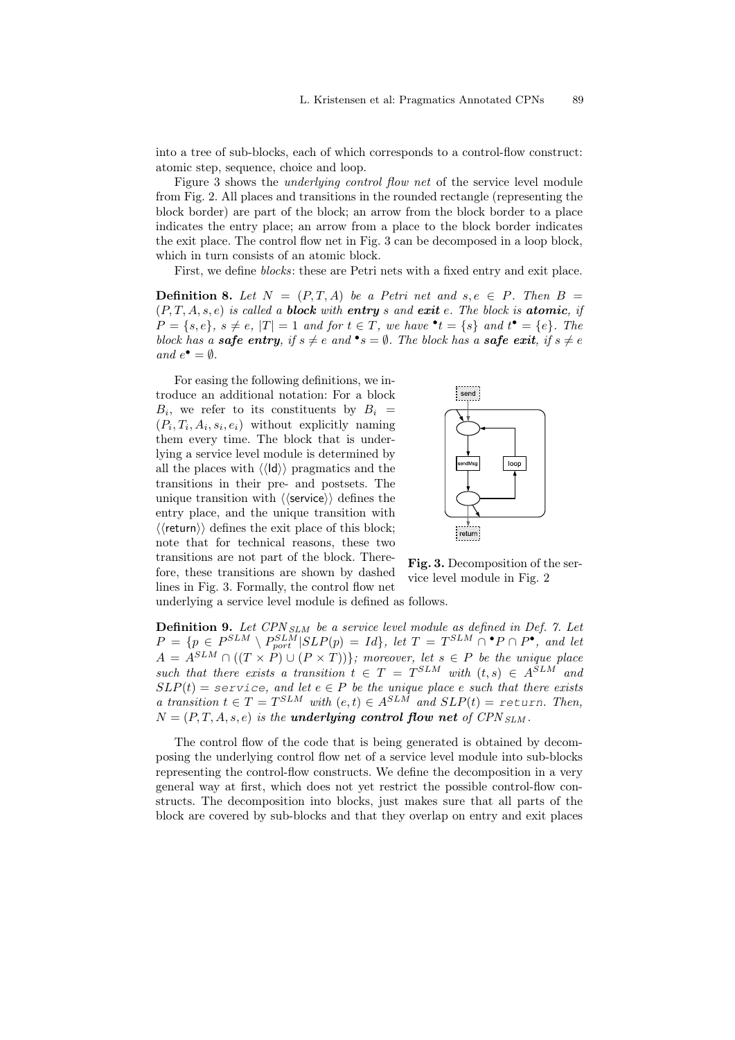into a tree of sub-blocks, each of which corresponds to a control-flow construct: atomic step, sequence, choice and loop.

Figure 3 shows the *underlying control flow net* of the service level module from Fig. 2. All places and transitions in the rounded rectangle (representing the block border) are part of the block; an arrow from the block border to a place indicates the entry place; an arrow from a place to the block border indicates the exit place. The control flow net in Fig. 3 can be decomposed in a loop block, which in turn consists of an atomic block.

First, we define *blocks*: these are Petri nets with a fixed entry and exit place.

**Definition 8.** *Let $N = (P, T, A)$ be a Petri net and $s, e \in P$. Then $B = (P, T, A, s, e)$ is called a* ***block*** *with* ***entry*** *$s$ and* ***exit*** *$e$. The block is* ***atomic****, if $P = \{s, e\}$, $s \neq e$, $|T| = 1$ and for $t \in T$, we have ${}^{\bullet}t = \{s\}$ and $t^{\bullet} = \{e\}$. The block has a* ***safe entry****, if $s \neq e$ and ${}^{\bullet}s = \emptyset$. The block has a* ***safe exit****, if $s \neq e$ and $e^{\bullet} = \emptyset$.*

For easing the following definitions, we introduce an additional notation: For a block $B_i$, we refer to its constituents by $B_i = (P_i, T_i, A_i, s_i, e_i)$ without explicitly naming them every time. The block that is underlying a service level module is determined by all the places with ⟨⟨Id⟩⟩ pragmatics and the transitions in their pre- and postsets. The unique transition with ⟨⟨service⟩⟩ defines the entry place, and the unique transition with ⟨⟨return⟩⟩ defines the exit place of this block; note that for technical reasons, these two transitions are not part of the block. Therefore, these transitions are shown by dashed lines in Fig. 3. Formally, the control flow net underlying a service level module is defined as follows.

send
sendMsg
loop
return

**Fig. 3.** Decomposition of the service level module in Fig. 2

**Definition 9.** *Let $CPN_{SLM}$ be a service level module as defined in Def. 7. Let $P = \{p \in P^{SLM} \setminus P^{SLM}_{port} | SLP(p) = Id\}$, let $T = T^{SLM} \cap {}^{\bullet}P \cap P^{\bullet}$, and let $A = A^{SLM} \cap ((T \times P) \cup (P \times T))\}$; moreover, let $s \in P$ be the unique place such that there exists a transition $t \in T = T^{SLM}$ with $(t, s) \in A^{SLM}$ and $SLP(t) = \texttt{service}$, and let $e \in P$ be the unique place $e$ such that there exists a transition $t \in T = T^{SLM}$ with $(e, t) \in A^{SLM}$ and $SLP(t) = \texttt{return}$. Then, $N = (P, T, A, s, e)$ is the* ***underlying control flow net*** *of $CPN_{SLM}$.*

The control flow of the code that is being generated is obtained by decomposing the underlying control flow net of a service level module into sub-blocks representing the control-flow constructs. We define the decomposition in a very general way at first, which does not yet restrict the possible control-flow constructs. The decomposition into blocks, just makes sure that all parts of the block are covered by sub-blocks and that they overlap on entry and exit places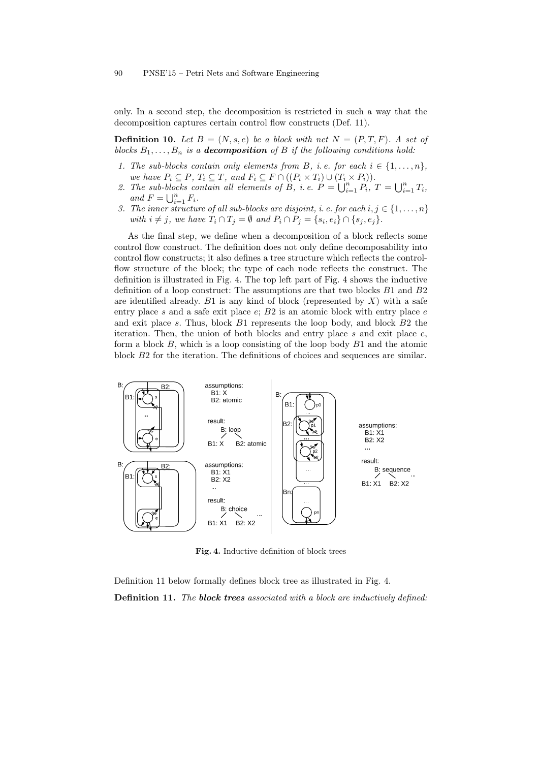only. In a second step, the decomposition is restricted in such a way that the decomposition captures certain control flow constructs (Def. 11).

**Definition 10.** *Let $B = (N, s, e)$ be a block with net $N = (P, T, F)$. A set of blocks $B_1, \ldots, B_n$ is a* ***decomposition*** *of $B$ if the following conditions hold:*

1. *The sub-blocks contain only elements from $B$, i. e. for each $i \in \{1, \ldots, n\}$, we have $P_i \subseteq P$, $T_i \subseteq T$, and $F_i \subseteq F \cap ((P_i \times T_i) \cup (T_i \times P_i))$.*
2. *The sub-blocks contain all elements of $B$, i. e. $P = \bigcup_{i=1}^{n} P_i$, $T = \bigcup_{i=1}^{n} T_i$, and $F = \bigcup_{i=1}^{n} F_i$.*
3. *The inner structure of all sub-blocks are disjoint, i. e. for each $i, j \in \{1, \ldots, n\}$ with $i \neq j$, we have $T_i \cap T_j = \emptyset$ and $P_i \cap P_j = \{s_i, e_i\} \cap \{s_j, e_j\}$.*

As the final step, we define when a decomposition of a block reflects some control flow construct. The definition does not only define decomposability into control flow constructs; it also defines a tree structure which reflects the control-flow structure of the block; the type of each node reflects the construct. The definition is illustrated in Fig. 4. The top left part of Fig. 4 shows the inductive definition of a loop construct: The assumptions are that two blocks $B1$ and $B2$ are identified already. $B1$ is any kind of block (represented by $X$) with a safe entry place $s$ and a safe exit place $e$; $B2$ is an atomic block with entry place $e$ and exit place $s$. Thus, block $B1$ represents the loop body, and block $B2$ the iteration. Then, the union of both blocks and entry place $s$ and exit place $e$, form a block $B$, which is a loop consisting of the loop body $B1$ and the atomic block $B2$ for the iteration. The definitions of choices and sequences are similar.

B:
B1:
B2:
s
e
...
assumptions:
B1: X
B2: atomic
result:
B: loop
B1: X
B2: atomic

B:
B1:
B2:
s
e
assumptions:
B1: X1
B2: X2
...
result:
B: choice
B1: X1
B2: X2
...

B:
B1:
B2:
Bn:
p0
p1
p2
pn
...
assumptions:
B1: X1
B2: X2
...
result:
B: sequence
B1: X1
B2: X2
...

**Fig. 4.** Inductive definition of block trees

Definition 11 below formally defines block tree as illustrated in Fig. 4.

**Definition 11.** *The* ***block trees*** *associated with a block are inductively defined:*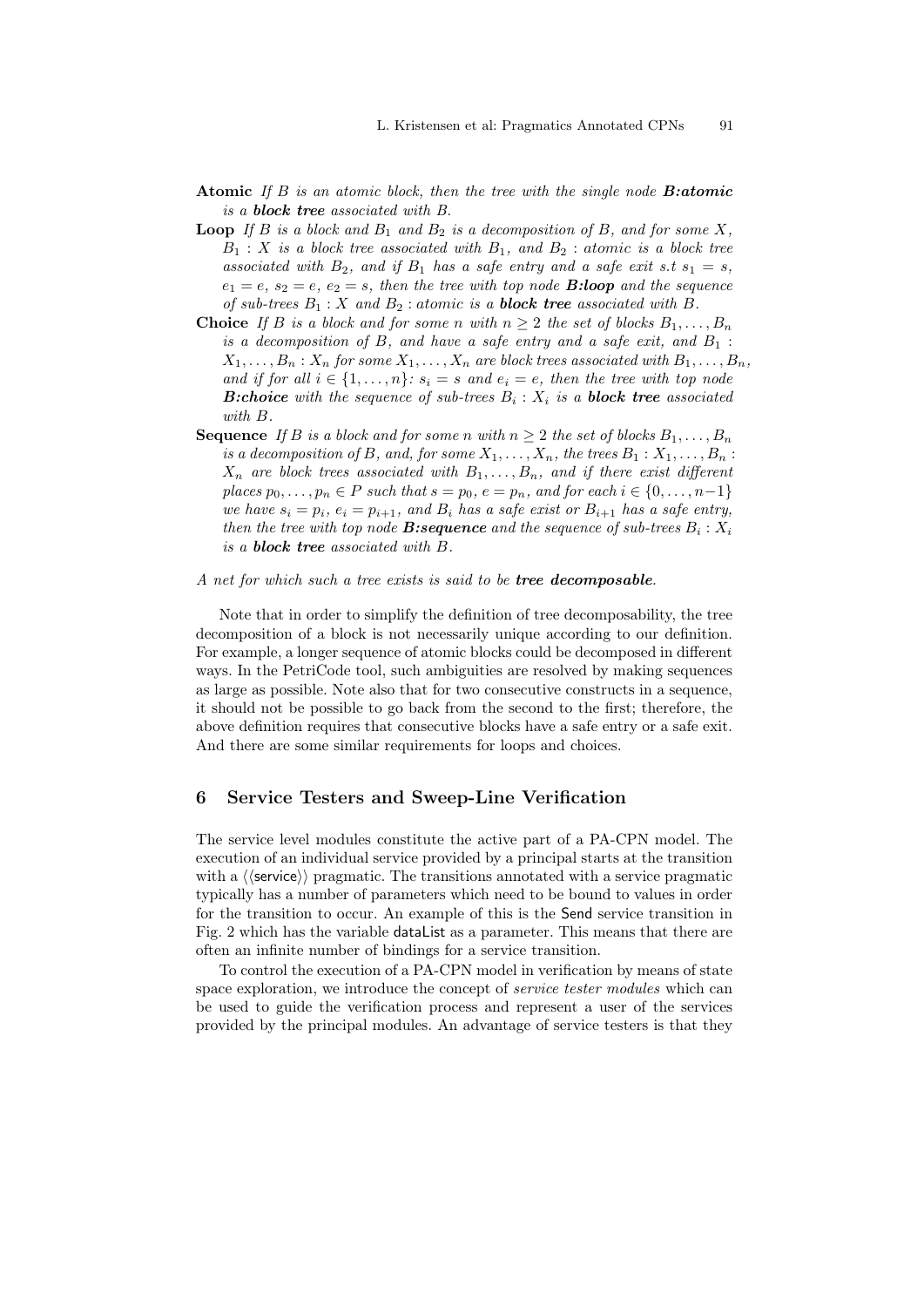**Atomic** *If $B$ is an atomic block, then the tree with the single node **B:atomic** is a **block tree** associated with $B$.*

**Loop** *If $B$ is a block and $B_1$ and $B_2$ is a decomposition of $B$, and for some $X$, $B_1 : X$ is a block tree associated with $B_1$, and $B_2$ : atomic is a block tree associated with $B_2$, and if $B_1$ has a safe entry and a safe exit s.t $s_1 = s$, $e_1 = e$, $s_2 = e$, $e_2 = s$, then the tree with top node **B:loop** and the sequence of sub-trees $B_1 : X$ and $B_2$ : atomic is a **block tree** associated with $B$.*

**Choice** *If $B$ is a block and for some $n$ with $n \geq 2$ the set of blocks $B_1, \ldots, B_n$ is a decomposition of $B$, and have a safe entry and a safe exit, and $B_1 : X_1, \ldots, B_n : X_n$ for some $X_1, \ldots, X_n$ are block trees associated with $B_1, \ldots, B_n$, and if for all $i \in \{1, \ldots, n\}$: $s_i = s$ and $e_i = e$, then the tree with top node **B:choice** with the sequence of sub-trees $B_i : X_i$ is a **block tree** associated with $B$.*

**Sequence** *If $B$ is a block and for some $n$ with $n \geq 2$ the set of blocks $B_1, \ldots, B_n$ is a decomposition of $B$, and, for some $X_1, \ldots, X_n$, the trees $B_1 : X_1, \ldots, B_n : X_n$ are block trees associated with $B_1, \ldots, B_n$, and if there exist different places $p_0, \ldots, p_n \in P$ such that $s = p_0$, $e = p_n$, and for each $i \in \{0, \ldots, n-1\}$ we have $s_i = p_i$, $e_i = p_{i+1}$, and $B_i$ has a safe exist or $B_{i+1}$ has a safe entry, then the tree with top node **B:sequence** and the sequence of sub-trees $B_i : X_i$ is a **block tree** associated with $B$.*

*A net for which such a tree exists is said to be **tree decomposable**.*

Note that in order to simplify the definition of tree decomposability, the tree decomposition of a block is not necessarily unique according to our definition. For example, a longer sequence of atomic blocks could be decomposed in different ways. In the PetriCode tool, such ambiguities are resolved by making sequences as large as possible. Note also that for two consecutive constructs in a sequence, it should not be possible to go back from the second to the first; therefore, the above definition requires that consecutive blocks have a safe entry or a safe exit. And there are some similar requirements for loops and choices.

## 6 Service Testers and Sweep-Line Verification

The service level modules constitute the active part of a PA-CPN model. The execution of an individual service provided by a principal starts at the transition with a ⟨⟨service⟩⟩ pragmatic. The transitions annotated with a service pragmatic typically has a number of parameters which need to be bound to values in order for the transition to occur. An example of this is the Send service transition in Fig. 2 which has the variable dataList as a parameter. This means that there are often an infinite number of bindings for a service transition.

To control the execution of a PA-CPN model in verification by means of state space exploration, we introduce the concept of *service tester modules* which can be used to guide the verification process and represent a user of the services provided by the principal modules. An advantage of service testers is that they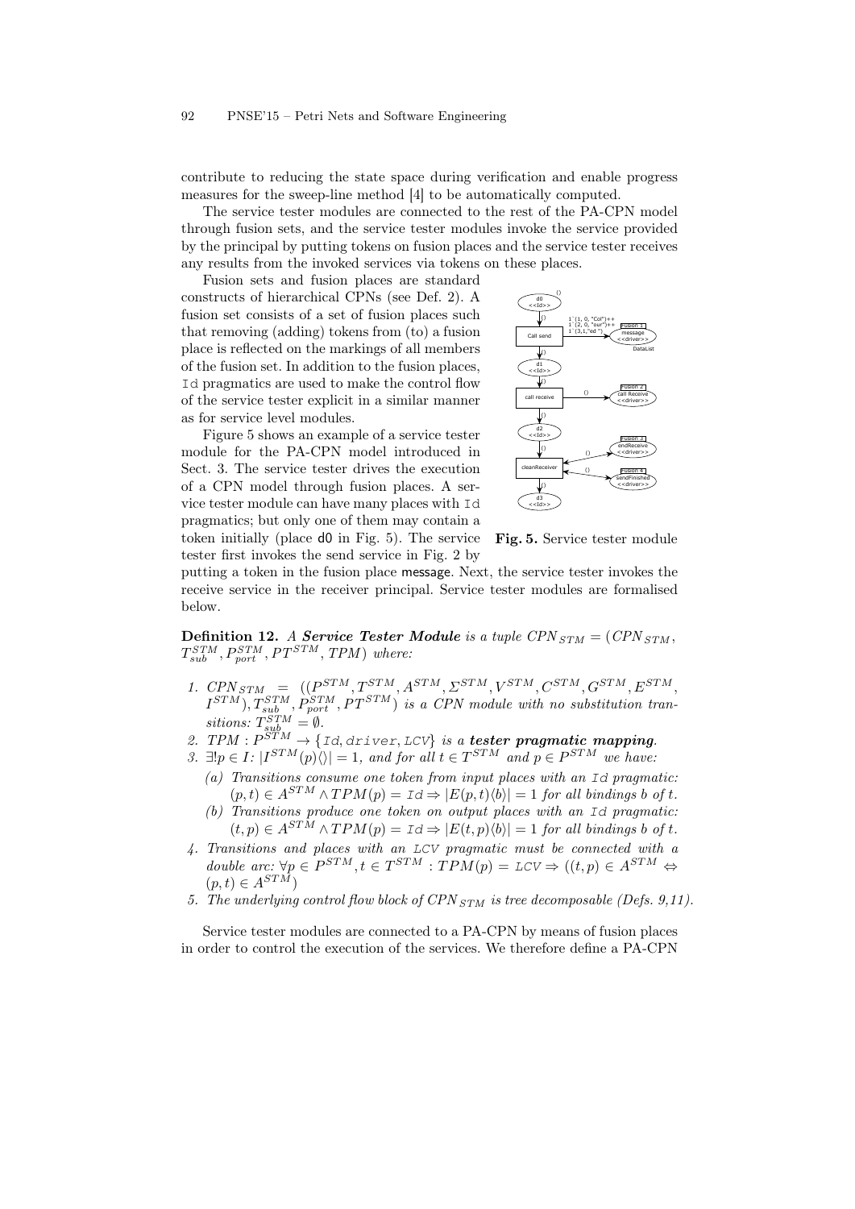contribute to reducing the state space during verification and enable progress measures for the sweep-line method [4] to be automatically computed.

The service tester modules are connected to the rest of the PA-CPN model through fusion sets, and the service tester modules invoke the service provided by the principal by putting tokens on fusion places and the service tester receives any results from the invoked services via tokens on these places.

Fusion sets and fusion places are standard constructs of hierarchical CPNs (see Def. 2). A fusion set consists of a set of fusion places such that removing (adding) tokens from (to) a fusion place is reflected on the markings of all members of the fusion set. In addition to the fusion places, `Id` pragmatics are used to make the control flow of the service tester explicit in a similar manner as for service level modules.

Figure 5 shows an example of a service tester module for the PA-CPN model introduced in Sect. 3. The service tester drives the execution of a CPN model through fusion places. A service tester module can have many places with `Id` pragmatics; but only one of them may contain a token initially (place d0 in Fig. 5). The service tester first invokes the send service in Fig. 2 by putting a token in the fusion place message. Next, the service tester invokes the receive service in the receiver principal. Service tester modules are formalised below.

**Fig. 5.** Service tester module

**Definition 12.** *A* ***Service Tester Module*** *is a tuple* $CPN_{STM} = (CPN_{STM}, T^{STM}_{sub}, P^{STM}_{port}, PT^{STM}, TPM)$ *where:*

1. $CPN_{STM} = ((P^{STM}, T^{STM}, A^{STM}, \Sigma^{STM}, V^{STM}, C^{STM}, G^{STM}, E^{STM}, I^{STM}), T^{STM}_{sub}, P^{STM}_{port}, PT^{STM})$ *is a CPN module with no substitution transitions:* $T^{STM}_{sub} = \emptyset$.
2. $TPM : P^{STM} \rightarrow \{$`Id`, `driver`, `LCV`$\}$ *is a* ***tester pragmatic mapping****.*
3. $\exists! p \in I$*:* $|I^{STM}(p)\langle\rangle| = 1$*, and for all* $t \in T^{STM}$ *and* $p \in P^{STM}$ *we have:*
   (a) *Transitions consume one token from input places with an* `Id` *pragmatic:* $(p, t) \in A^{STM} \wedge TPM(p) = \texttt{Id} \Rightarrow |E(p, t)\langle b\rangle| = 1$ *for all bindings* $b$ *of* $t$.
   (b) *Transitions produce one token on output places with an* `Id` *pragmatic:* $(t, p) \in A^{STM} \wedge TPM(p) = \texttt{Id} \Rightarrow |E(t, p)\langle b\rangle| = 1$ *for all bindings* $b$ *of* $t$.
4. *Transitions and places with an* `LCV` *pragmatic must be connected with a double arc:* $\forall p \in P^{STM}, t \in T^{STM} : TPM(p) = \texttt{LCV} \Rightarrow ((t, p) \in A^{STM} \Leftrightarrow (p, t) \in A^{STM})$
5. *The underlying control flow block of* $CPN_{STM}$ *is tree decomposable (Defs. 9,11).*

Service tester modules are connected to a PA-CPN by means of fusion places in order to control the execution of the services. We therefore define a PA-CPN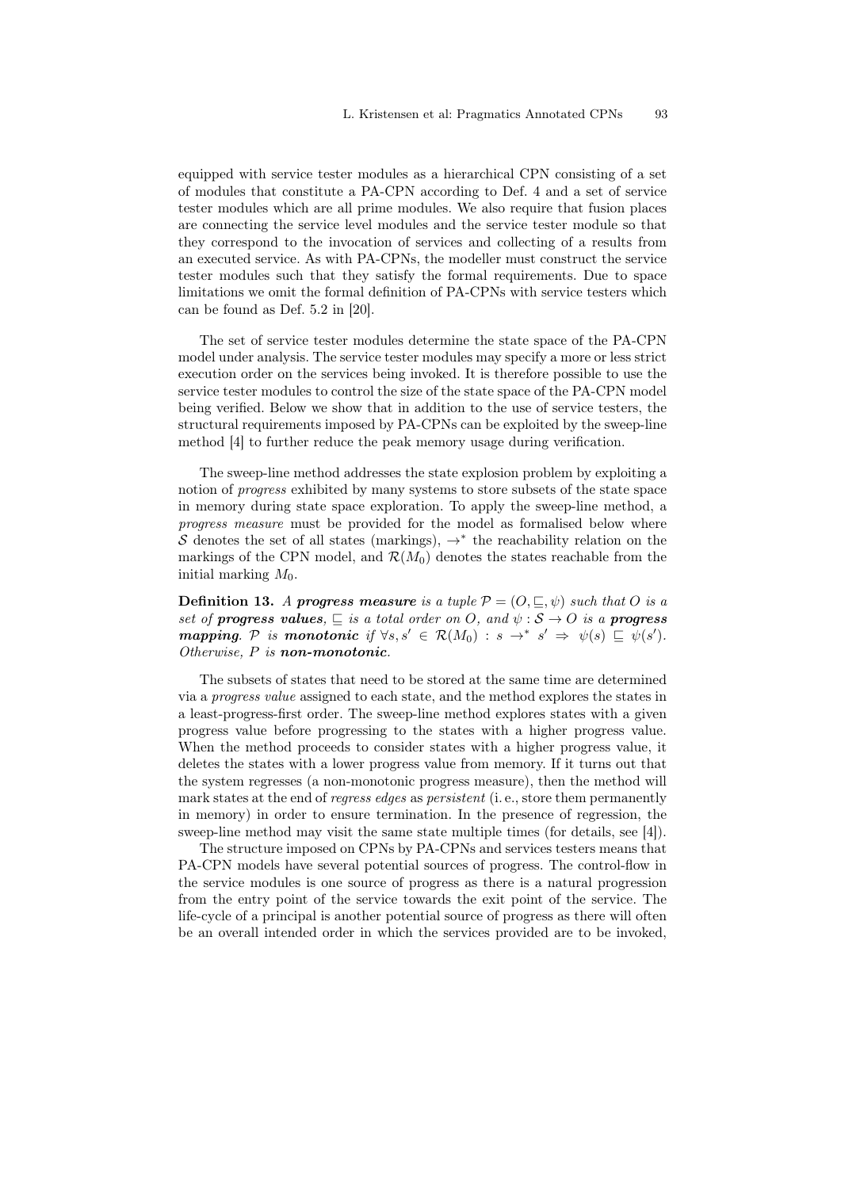equipped with service tester modules as a hierarchical CPN consisting of a set of modules that constitute a PA-CPN according to Def. 4 and a set of service tester modules which are all prime modules. We also require that fusion places are connecting the service level modules and the service tester module so that they correspond to the invocation of services and collecting of a results from an executed service. As with PA-CPNs, the modeller must construct the service tester modules such that they satisfy the formal requirements. Due to space limitations we omit the formal definition of PA-CPNs with service testers which can be found as Def. 5.2 in [20].

The set of service tester modules determine the state space of the PA-CPN model under analysis. The service tester modules may specify a more or less strict execution order on the services being invoked. It is therefore possible to use the service tester modules to control the size of the state space of the PA-CPN model being verified. Below we show that in addition to the use of service testers, the structural requirements imposed by PA-CPNs can be exploited by the sweep-line method [4] to further reduce the peak memory usage during verification.

The sweep-line method addresses the state explosion problem by exploiting a notion of *progress* exhibited by many systems to store subsets of the state space in memory during state space exploration. To apply the sweep-line method, a *progress measure* must be provided for the model as formalised below where $\mathcal{S}$ denotes the set of all states (markings), $\rightarrow^*$ the reachability relation on the markings of the CPN model, and $\mathcal{R}(M_0)$ denotes the states reachable from the initial marking $M_0$.

**Definition 13.** *A* ***progress measure*** *is a tuple* $\mathcal{P} = (O, \sqsubseteq, \psi)$ *such that* $O$ *is a set of* ***progress values****,* $\sqsubseteq$ *is a total order on* $O$*, and* $\psi : \mathcal{S} \rightarrow O$ *is a* ***progress mapping****.* $\mathcal{P}$ *is* ***monotonic*** *if* $\forall s, s' \in \mathcal{R}(M_0) : s \rightarrow^* s' \Rightarrow \psi(s) \sqsubseteq \psi(s')$*. Otherwise,* $P$ *is* ***non-monotonic****.*

The subsets of states that need to be stored at the same time are determined via a *progress value* assigned to each state, and the method explores the states in a least-progress-first order. The sweep-line method explores states with a given progress value before progressing to the states with a higher progress value. When the method proceeds to consider states with a higher progress value, it deletes the states with a lower progress value from memory. If it turns out that the system regresses (a non-monotonic progress measure), then the method will mark states at the end of *regress edges* as *persistent* (i. e., store them permanently in memory) in order to ensure termination. In the presence of regression, the sweep-line method may visit the same state multiple times (for details, see [4]).

The structure imposed on CPNs by PA-CPNs and services testers means that PA-CPN models have several potential sources of progress. The control-flow in the service modules is one source of progress as there is a natural progression from the entry point of the service towards the exit point of the service. The life-cycle of a principal is another potential source of progress as there will often be an overall intended order in which the services provided are to be invoked,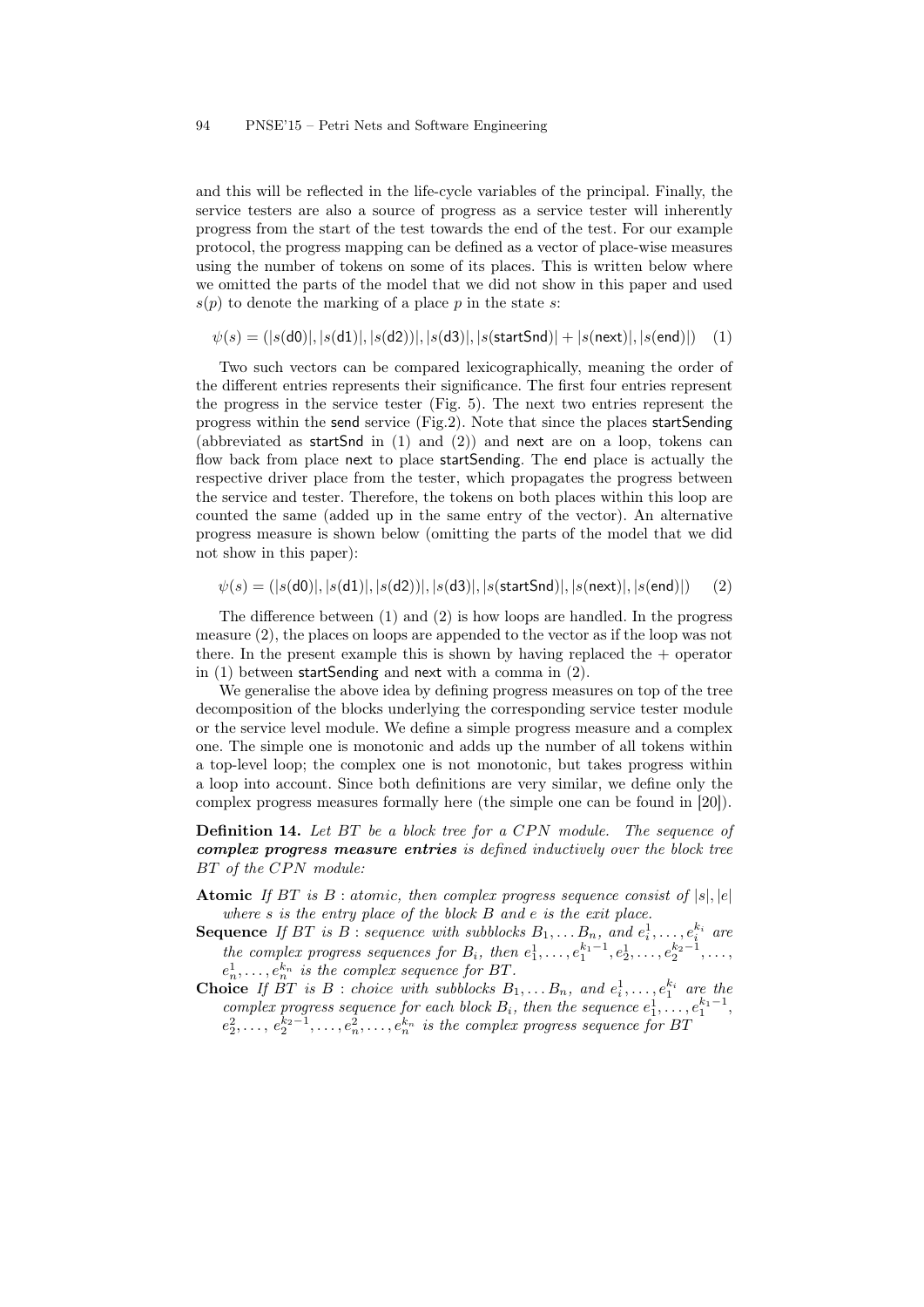and this will be reflected in the life-cycle variables of the principal. Finally, the service testers are also a source of progress as a service tester will inherently progress from the start of the test towards the end of the test. For our example protocol, the progress mapping can be defined as a vector of place-wise measures using the number of tokens on some of its places. This is written below where we omitted the parts of the model that we did not show in this paper and used $s(p)$ to denote the marking of a place $p$ in the state $s$:

$$\psi(s) = (|s(\mathsf{d0})|, |s(\mathsf{d1})|, |s(\mathsf{d2}))|, |s(\mathsf{d3})|, |s(\mathsf{startSnd})| + |s(\mathsf{next})|, |s(\mathsf{end})|) \quad (1)$$

Two such vectors can be compared lexicographically, meaning the order of the different entries represents their significance. The first four entries represent the progress in the service tester (Fig. 5). The next two entries represent the progress within the send service (Fig.2). Note that since the places startSending (abbreviated as startSnd in (1) and (2)) and next are on a loop, tokens can flow back from place next to place startSending. The end place is actually the respective driver place from the tester, which propagates the progress between the service and tester. Therefore, the tokens on both places within this loop are counted the same (added up in the same entry of the vector). An alternative progress measure is shown below (omitting the parts of the model that we did not show in this paper):

$$\psi(s) = (|s(\mathsf{d0})|, |s(\mathsf{d1})|, |s(\mathsf{d2}))|, |s(\mathsf{d3})|, |s(\mathsf{startSnd})|, |s(\mathsf{next})|, |s(\mathsf{end})|) \quad (2)$$

The difference between (1) and (2) is how loops are handled. In the progress measure (2), the places on loops are appended to the vector as if the loop was not there. In the present example this is shown by having replaced the + operator in (1) between startSending and next with a comma in (2).

We generalise the above idea by defining progress measures on top of the tree decomposition of the blocks underlying the corresponding service tester module or the service level module. We define a simple progress measure and a complex one. The simple one is monotonic and adds up the number of all tokens within a top-level loop; the complex one is not monotonic, but takes progress within a loop into account. Since both definitions are very similar, we define only the complex progress measures formally here (the simple one can be found in [20]).

**Definition 14.** *Let $BT$ be a block tree for a $CPN$ module. The sequence of **complex progress measure entries** is defined inductively over the block tree $BT$ of the $CPN$ module:*

**Atomic** *If $BT$ is $B$ : atomic, then complex progress sequence consist of $|s|, |e|$ where $s$ is the entry place of the block $B$ and $e$ is the exit place.*

**Sequence** *If $BT$ is $B$ : sequence with subblocks $B_1, \ldots B_n$, and $e_i^1, \ldots, e_i^{k_i}$ are the complex progress sequences for $B_i$, then $e_1^1, \ldots, e_1^{k_1-1}, e_2^1, \ldots, e_2^{k_2-1}, \ldots, e_n^1, \ldots, e_n^{k_n}$ is the complex sequence for $BT$.*

**Choice** *If $BT$ is $B$ : choice with subblocks $B_1, \ldots B_n$, and $e_i^1, \ldots, e_1^{k_i}$ are the complex progress sequence for each block $B_i$, then the sequence $e_1^1, \ldots, e_1^{k_1-1}, e_2^2, \ldots, e_2^{k_2-1}, \ldots, e_n^2, \ldots, e_n^{k_n}$ is the complex progress sequence for $BT$*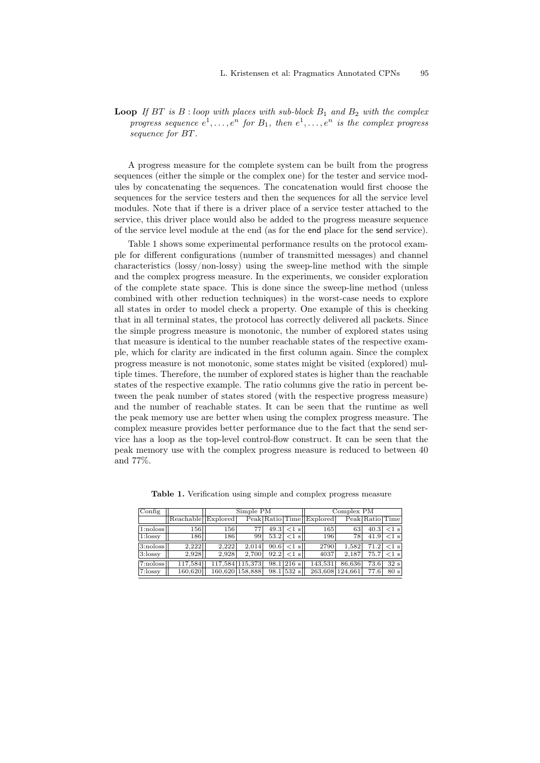**Loop** *If BT is B : loop with places with sub-block $B_1$ and $B_2$ with the complex progress sequence $e^1, \ldots, e^n$ for $B_1$, then $e^1, \ldots, e^n$ is the complex progress sequence for BT.*

A progress measure for the complete system can be built from the progress sequences (either the simple or the complex one) for the tester and service modules by concatenating the sequences. The concatenation would first choose the sequences for the service testers and then the sequences for all the service level modules. Note that if there is a driver place of a service tester attached to the service, this driver place would also be added to the progress measure sequence of the service level module at the end (as for the end place for the send service).

Table 1 shows some experimental performance results on the protocol example for different configurations (number of transmitted messages) and channel characteristics (lossy/non-lossy) using the sweep-line method with the simple and the complex progress measure. In the experiments, we consider exploration of the complete state space. This is done since the sweep-line method (unless combined with other reduction techniques) in the worst-case needs to explore all states in order to model check a property. One example of this is checking that in all terminal states, the protocol has correctly delivered all packets. Since the simple progress measure is monotonic, the number of explored states using that measure is identical to the number reachable states of the respective example, which for clarity are indicated in the first column again. Since the complex progress measure is not monotonic, some states might be visited (explored) multiple times. Therefore, the number of explored states is higher than the reachable states of the respective example. The ratio columns give the ratio in percent between the peak number of states stored (with the respective progress measure) and the number of reachable states. It can be seen that the runtime as well the peak memory use are better when using the complex progress measure. The complex measure provides better performance due to the fact that the send service has a loop as the top-level control-flow construct. It can be seen that the peak memory use with the complex progress measure is reduced to between 40 and 77%.

**Table 1.** Verification using simple and complex progress measure

| Config | | Simple PM | | | | Complex PM | | | |
|---|---|---|---|---|---|---|---|---|---|
| | Reachable | Explored | Peak | Ratio | Time | Explored | Peak | Ratio | Time |
| 1:noloss | 156 | 156 | 77 | 49.3 | <1 s | 165 | 63 | 40.3 | <1 s |
| 1:lossy | 186 | 186 | 99 | 53.2 | <1 s | 196 | 78 | 41.9 | <1 s |
| 3:noloss | 2,222 | 2,222 | 2,014 | 90.6 | <1 s | 2790 | 1,582 | 71.2 | <1 s |
| 3:lossy | 2,928 | 2,928 | 2,700 | 92.2 | <1 s | 4037 | 2,187 | 75.7 | <1 s |
| 7:noloss | 117,584 | 117,584 | 115,373 | 98.1 | 216 s | 143,531 | 86,636 | 73.6 | 32 s |
| 7:lossy | 160,620 | 160,620 | 158,888 | 98.1 | 532 s | 263,608 | 124,661 | 77.6 | 80 s |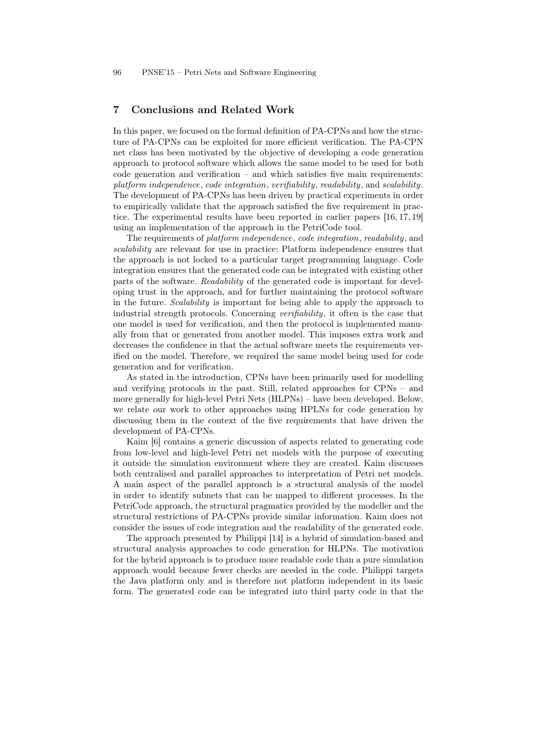## 7 Conclusions and Related Work

In this paper, we focused on the formal definition of PA-CPNs and how the structure of PA-CPNs can be exploited for more efficient verification. The PA-CPN net class has been motivated by the objective of developing a code generation approach to protocol software which allows the same model to be used for both code generation and verification – and which satisfies five main requirements: *platform independence*, *code integration*, *verifiability*, *readability*, and *scalability*. The development of PA-CPNs has been driven by practical experiments in order to empirically validate that the approach satisfied the five requirement in practice. The experimental results have been reported in earlier papers [16, 17, 19] using an implementation of the approach in the PetriCode tool.

The requirements of *platform independence*, *code integration*, *readability*, and *scalability* are relevant for use in practice: Platform independence ensures that the approach is not locked to a particular target programming language. Code integration ensures that the generated code can be integrated with existing other parts of the software. *Readability* of the generated code is important for developing trust in the approach, and for further maintaining the protocol software in the future. *Scalability* is important for being able to apply the approach to industrial strength protocols. Concerning *verifiability*, it often is the case that one model is used for verification, and then the protocol is implemented manually from that or generated from another model. This imposes extra work and decreases the confidence in that the actual software meets the requirements verified on the model. Therefore, we required the same model being used for code generation and for verification.

As stated in the introduction, CPNs have been primarily used for modelling and verifying protocols in the past. Still, related approaches for CPNs – and more generally for high-level Petri Nets (HLPNs) – have been developed. Below, we relate our work to other approaches using HPLNs for code generation by discussing them in the context of the five requirements that have driven the development of PA-CPNs.

Kaim [6] contains a generic discussion of aspects related to generating code from low-level and high-level Petri net models with the purpose of executing it outside the simulation environment where they are created. Kaim discusses both centralised and parallel approaches to interpretation of Petri net models. A main aspect of the parallel approach is a structural analysis of the model in order to identify subnets that can be mapped to different processes. In the PetriCode approach, the structural pragmatics provided by the modeller and the structural restrictions of PA-CPNs provide similar information. Kaim does not consider the issues of code integration and the readability of the generated code.

The approach presented by Philippi [14] is a hybrid of simulation-based and structural analysis approaches to code generation for HLPNs. The motivation for the hybrid approach is to produce more readable code than a pure simulation approach would because fewer checks are needed in the code. Philippi targets the Java platform only and is therefore not platform independent in its basic form. The generated code can be integrated into third party code in that the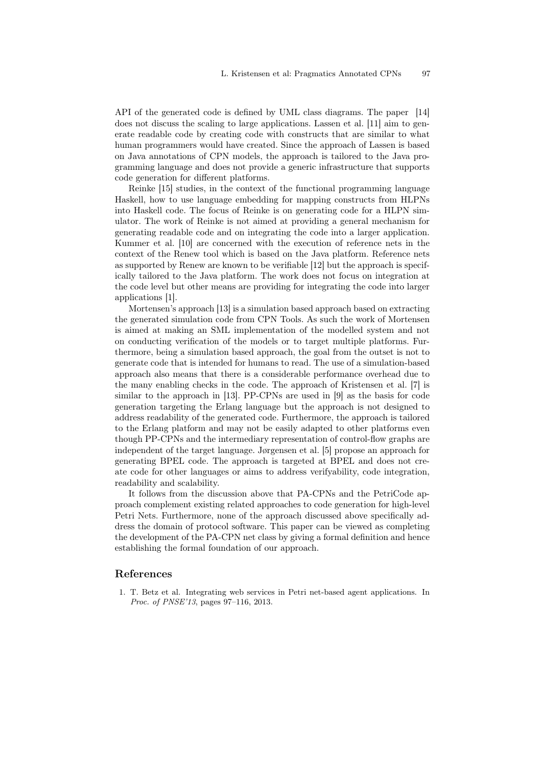API of the generated code is defined by UML class diagrams. The paper [14] does not discuss the scaling to large applications. Lassen et al. [11] aim to generate readable code by creating code with constructs that are similar to what human programmers would have created. Since the approach of Lassen is based on Java annotations of CPN models, the approach is tailored to the Java programming language and does not provide a generic infrastructure that supports code generation for different platforms.

Reinke [15] studies, in the context of the functional programming language Haskell, how to use language embedding for mapping constructs from HLPNs into Haskell code. The focus of Reinke is on generating code for a HLPN simulator. The work of Reinke is not aimed at providing a general mechanism for generating readable code and on integrating the code into a larger application. Kummer et al. [10] are concerned with the execution of reference nets in the context of the Renew tool which is based on the Java platform. Reference nets as supported by Renew are known to be verifiable [12] but the approach is specifically tailored to the Java platform. The work does not focus on integration at the code level but other means are providing for integrating the code into larger applications [1].

Mortensen's approach [13] is a simulation based approach based on extracting the generated simulation code from CPN Tools. As such the work of Mortensen is aimed at making an SML implementation of the modelled system and not on conducting verification of the models or to target multiple platforms. Furthermore, being a simulation based approach, the goal from the outset is not to generate code that is intended for humans to read. The use of a simulation-based approach also means that there is a considerable performance overhead due to the many enabling checks in the code. The approach of Kristensen et al. [7] is similar to the approach in [13]. PP-CPNs are used in [9] as the basis for code generation targeting the Erlang language but the approach is not designed to address readability of the generated code. Furthermore, the approach is tailored to the Erlang platform and may not be easily adapted to other platforms even though PP-CPNs and the intermediary representation of control-flow graphs are independent of the target language. Jørgensen et al. [5] propose an approach for generating BPEL code. The approach is targeted at BPEL and does not create code for other languages or aims to address verifyability, code integration, readability and scalability.

It follows from the discussion above that PA-CPNs and the PetriCode approach complement existing related approaches to code generation for high-level Petri Nets. Furthermore, none of the approach discussed above specifically address the domain of protocol software. This paper can be viewed as completing the development of the PA-CPN net class by giving a formal definition and hence establishing the formal foundation of our approach.

## References

1. T. Betz et al. Integrating web services in Petri net-based agent applications. In *Proc. of PNSE'13*, pages 97–116, 2013.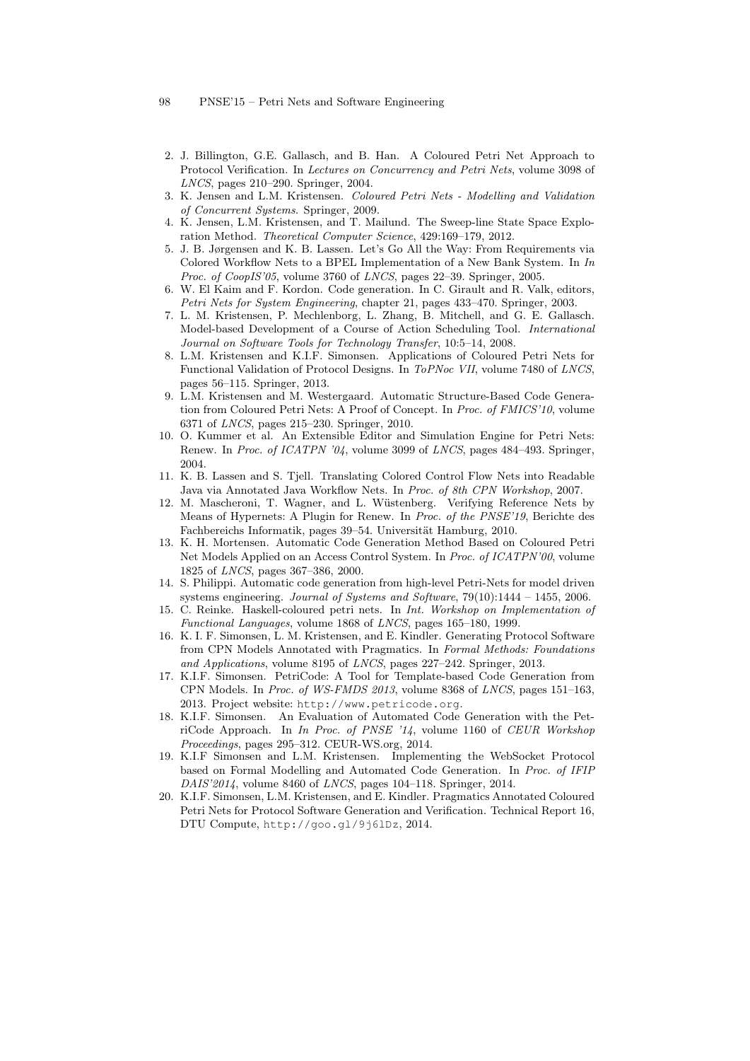2. J. Billington, G.E. Gallasch, and B. Han. A Coloured Petri Net Approach to Protocol Verification. In *Lectures on Concurrency and Petri Nets*, volume 3098 of *LNCS*, pages 210–290. Springer, 2004.
3. K. Jensen and L.M. Kristensen. *Coloured Petri Nets - Modelling and Validation of Concurrent Systems*. Springer, 2009.
4. K. Jensen, L.M. Kristensen, and T. Mailund. The Sweep-line State Space Exploration Method. *Theoretical Computer Science*, 429:169–179, 2012.
5. J. B. Jørgensen and K. B. Lassen. Let's Go All the Way: From Requirements via Colored Workflow Nets to a BPEL Implementation of a New Bank System. In *In Proc. of CoopIS'05*, volume 3760 of *LNCS*, pages 22–39. Springer, 2005.
6. W. El Kaim and F. Kordon. Code generation. In C. Girault and R. Valk, editors, *Petri Nets for System Engineering*, chapter 21, pages 433–470. Springer, 2003.
7. L. M. Kristensen, P. Mechlenborg, L. Zhang, B. Mitchell, and G. E. Gallasch. Model-based Development of a Course of Action Scheduling Tool. *International Journal on Software Tools for Technology Transfer*, 10:5–14, 2008.
8. L.M. Kristensen and K.I.F. Simonsen. Applications of Coloured Petri Nets for Functional Validation of Protocol Designs. In *ToPNoc VII*, volume 7480 of *LNCS*, pages 56–115. Springer, 2013.
9. L.M. Kristensen and M. Westergaard. Automatic Structure-Based Code Generation from Coloured Petri Nets: A Proof of Concept. In *Proc. of FMICS'10*, volume 6371 of *LNCS*, pages 215–230. Springer, 2010.
10. O. Kummer et al. An Extensible Editor and Simulation Engine for Petri Nets: Renew. In *Proc. of ICATPN '04*, volume 3099 of *LNCS*, pages 484–493. Springer, 2004.
11. K. B. Lassen and S. Tjell. Translating Colored Control Flow Nets into Readable Java via Annotated Java Workflow Nets. In *Proc. of 8th CPN Workshop*, 2007.
12. M. Mascheroni, T. Wagner, and L. Wüstenberg. Verifying Reference Nets by Means of Hypernets: A Plugin for Renew. In *Proc. of the PNSE'19*, Berichte des Fachbereichs Informatik, pages 39–54. Universität Hamburg, 2010.
13. K. H. Mortensen. Automatic Code Generation Method Based on Coloured Petri Net Models Applied on an Access Control System. In *Proc. of ICATPN'00*, volume 1825 of *LNCS*, pages 367–386, 2000.
14. S. Philippi. Automatic code generation from high-level Petri-Nets for model driven systems engineering. *Journal of Systems and Software*, 79(10):1444 – 1455, 2006.
15. C. Reinke. Haskell-coloured petri nets. In *Int. Workshop on Implementation of Functional Languages*, volume 1868 of *LNCS*, pages 165–180, 1999.
16. K. I. F. Simonsen, L. M. Kristensen, and E. Kindler. Generating Protocol Software from CPN Models Annotated with Pragmatics. In *Formal Methods: Foundations and Applications*, volume 8195 of *LNCS*, pages 227–242. Springer, 2013.
17. K.I.F. Simonsen. PetriCode: A Tool for Template-based Code Generation from CPN Models. In *Proc. of WS-FMDS 2013*, volume 8368 of *LNCS*, pages 151–163, 2013. Project website: `http://www.petricode.org`.
18. K.I.F. Simonsen. An Evaluation of Automated Code Generation with the PetriCode Approach. In *In Proc. of PNSE '14*, volume 1160 of *CEUR Workshop Proceedings*, pages 295–312. CEUR-WS.org, 2014.
19. K.I.F Simonsen and L.M. Kristensen. Implementing the WebSocket Protocol based on Formal Modelling and Automated Code Generation. In *Proc. of IFIP DAIS'2014*, volume 8460 of *LNCS*, pages 104–118. Springer, 2014.
20. K.I.F. Simonsen, L.M. Kristensen, and E. Kindler. Pragmatics Annotated Coloured Petri Nets for Protocol Software Generation and Verification. Technical Report 16, DTU Compute, `http://goo.gl/9j6lDz`, 2014.